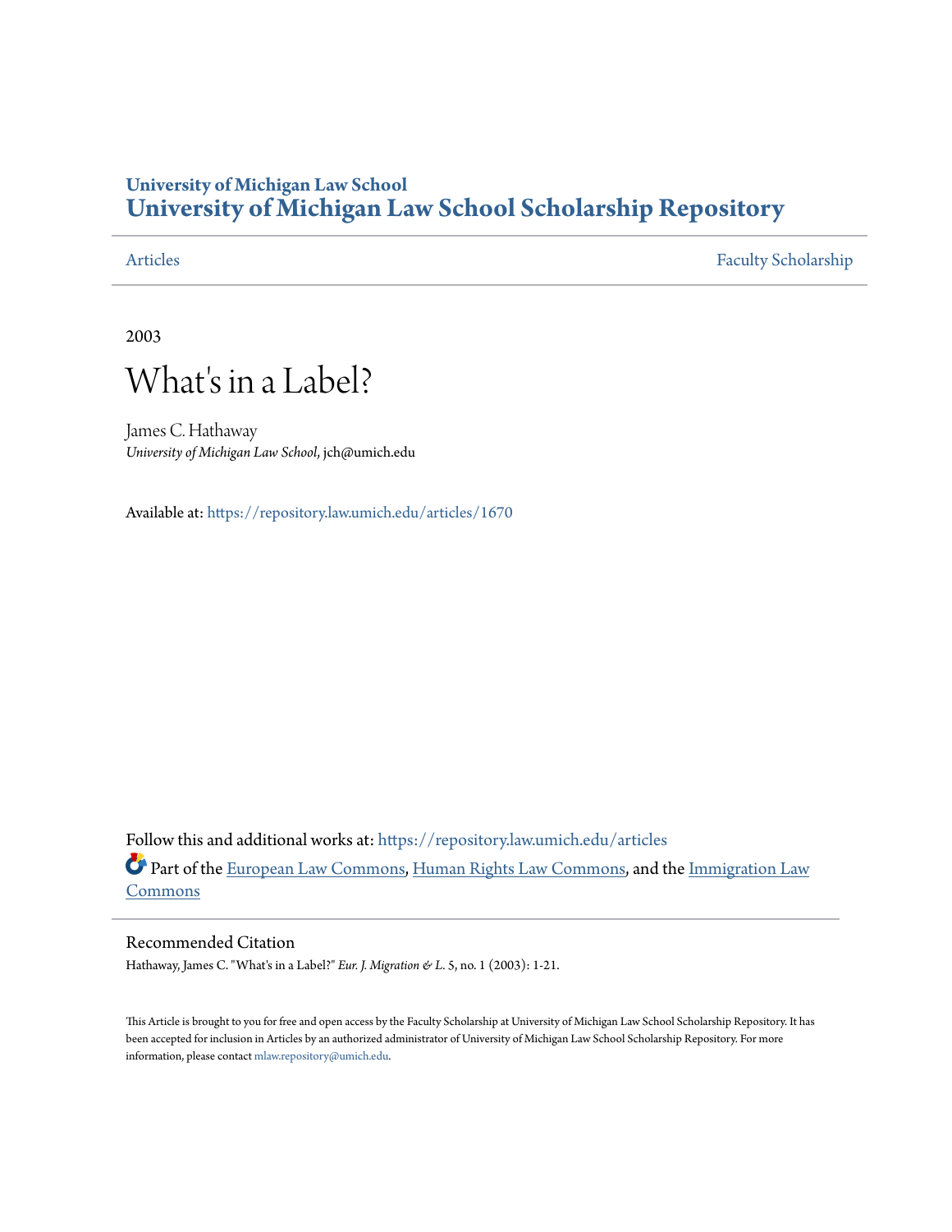# University of Michigan Law School
# University of Michigan Law School Scholarship Repository

Articles | Faculty Scholarship

2003

# What's in a Label?

James C. Hathaway
*University of Michigan Law School*, jch@umich.edu

Available at: https://repository.law.umich.edu/articles/1670

Follow this and additional works at: https://repository.law.umich.edu/articles

Part of the European Law Commons, Human Rights Law Commons, and the Immigration Law Commons

## Recommended Citation

Hathaway, James C. "What's in a Label?" *Eur. J. Migration & L.* 5, no. 1 (2003): 1-21.

This Article is brought to you for free and open access by the Faculty Scholarship at University of Michigan Law School Scholarship Repository. It has been accepted for inclusion in Articles by an authorized administrator of University of Michigan Law School Scholarship Repository. For more information, please contact mlaw.repository@umich.edu.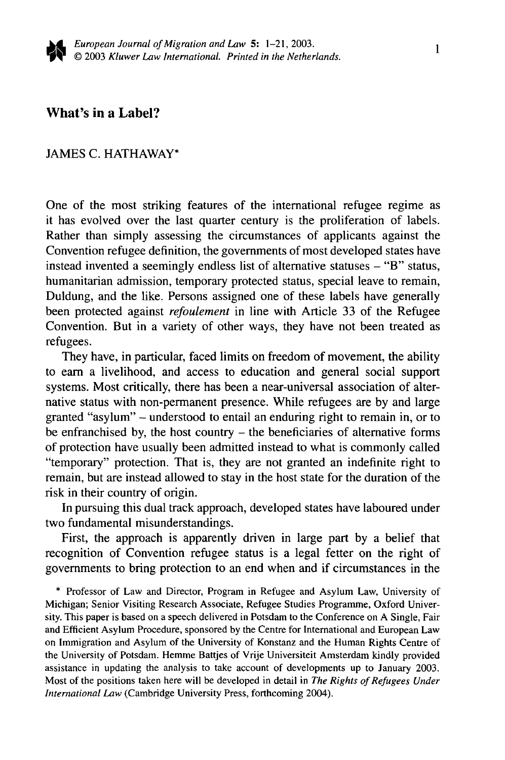# What's in a Label?

JAMES C. HATHAWAY*

One of the most striking features of the international refugee regime as it has evolved over the last quarter century is the proliferation of labels. Rather than simply assessing the circumstances of applicants against the Convention refugee definition, the governments of most developed states have instead invented a seemingly endless list of alternative statuses – "B" status, humanitarian admission, temporary protected status, special leave to remain, Duldung, and the like. Persons assigned one of these labels have generally been protected against *refoulement* in line with Article 33 of the Refugee Convention. But in a variety of other ways, they have not been treated as refugees.

They have, in particular, faced limits on freedom of movement, the ability to earn a livelihood, and access to education and general social support systems. Most critically, there has been a near-universal association of alternative status with non-permanent presence. While refugees are by and large granted "asylum" – understood to entail an enduring right to remain in, or to be enfranchised by, the host country – the beneficiaries of alternative forms of protection have usually been admitted instead to what is commonly called "temporary" protection. That is, they are not granted an indefinite right to remain, but are instead allowed to stay in the host state for the duration of the risk in their country of origin.

In pursuing this dual track approach, developed states have laboured under two fundamental misunderstandings.

First, the approach is apparently driven in large part by a belief that recognition of Convention refugee status is a legal fetter on the right of governments to bring protection to an end when and if circumstances in the

\* Professor of Law and Director, Program in Refugee and Asylum Law, University of Michigan; Senior Visiting Research Associate, Refugee Studies Programme, Oxford University. This paper is based on a speech delivered in Potsdam to the Conference on A Single, Fair and Efficient Asylum Procedure, sponsored by the Centre for International and European Law on Immigration and Asylum of the University of Konstanz and the Human Rights Centre of the University of Potsdam. Hemme Battjes of Vrije Universiteit Amsterdam kindly provided assistance in updating the analysis to take account of developments up to January 2003. Most of the positions taken here will be developed in detail in *The Rights of Refugees Under International Law* (Cambridge University Press, forthcoming 2004).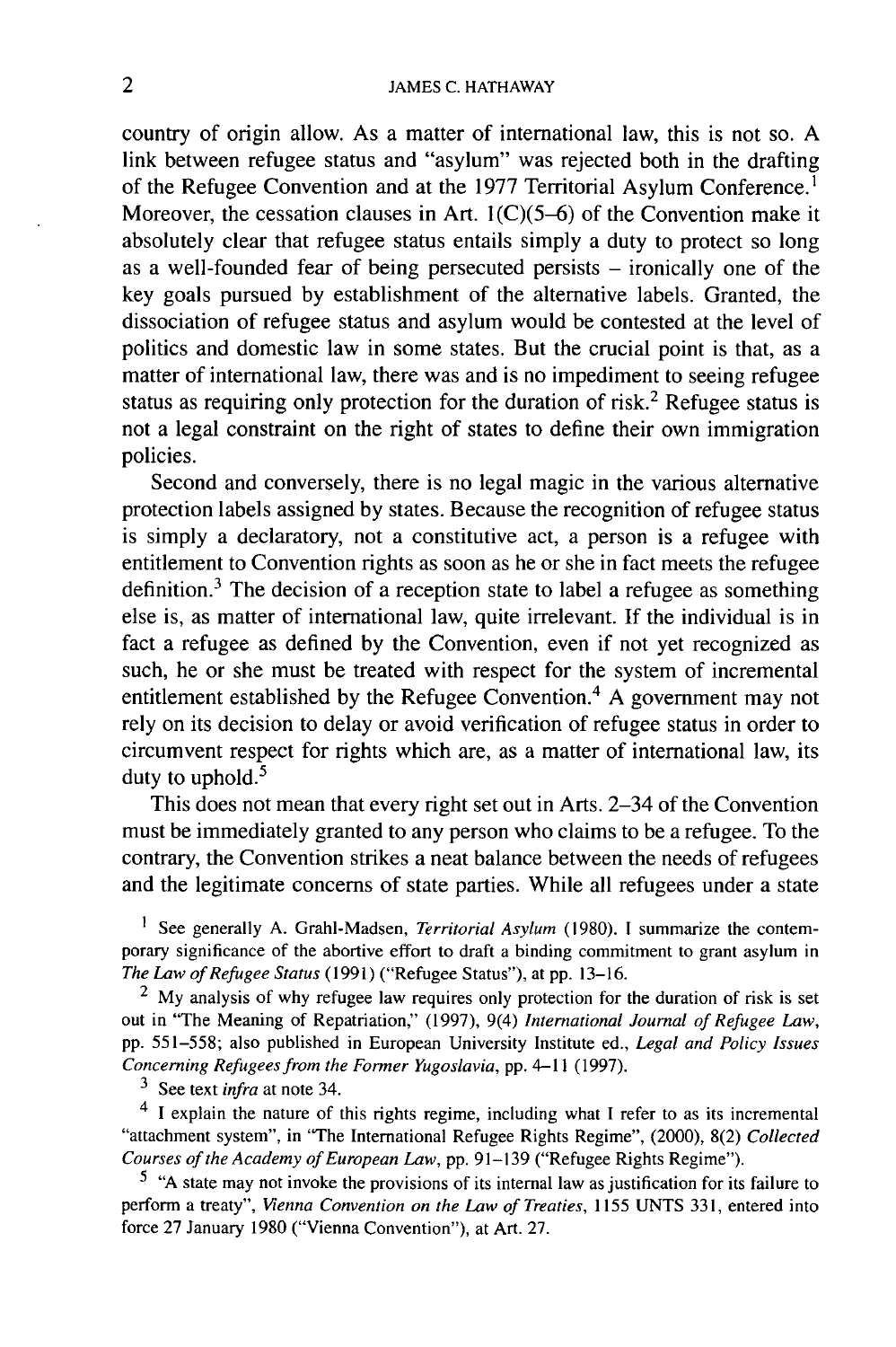country of origin allow. As a matter of international law, this is not so. A link between refugee status and "asylum" was rejected both in the drafting of the Refugee Convention and at the 1977 Territorial Asylum Conference.[1] Moreover, the cessation clauses in Art. 1(C)(5–6) of the Convention make it absolutely clear that refugee status entails simply a duty to protect so long as a well-founded fear of being persecuted persists – ironically one of the key goals pursued by establishment of the alternative labels. Granted, the dissociation of refugee status and asylum would be contested at the level of politics and domestic law in some states. But the crucial point is that, as a matter of international law, there was and is no impediment to seeing refugee status as requiring only protection for the duration of risk.[2] Refugee status is not a legal constraint on the right of states to define their own immigration policies.

Second and conversely, there is no legal magic in the various alternative protection labels assigned by states. Because the recognition of refugee status is simply a declaratory, not a constitutive act, a person is a refugee with entitlement to Convention rights as soon as he or she in fact meets the refugee definition.[3] The decision of a reception state to label a refugee as something else is, as matter of international law, quite irrelevant. If the individual is in fact a refugee as defined by the Convention, even if not yet recognized as such, he or she must be treated with respect for the system of incremental entitlement established by the Refugee Convention.[4] A government may not rely on its decision to delay or avoid verification of refugee status in order to circumvent respect for rights which are, as a matter of international law, its duty to uphold.[5]

This does not mean that every right set out in Arts. 2–34 of the Convention must be immediately granted to any person who claims to be a refugee. To the contrary, the Convention strikes a neat balance between the needs of refugees and the legitimate concerns of state parties. While all refugees under a state

[1] See generally A. Grahl-Madsen, *Territorial Asylum* (1980). I summarize the contemporary significance of the abortive effort to draft a binding commitment to grant asylum in *The Law of Refugee Status* (1991) ("Refugee Status"), at pp. 13–16.

[2] My analysis of why refugee law requires only protection for the duration of risk is set out in "The Meaning of Repatriation," (1997), 9(4) *International Journal of Refugee Law*, pp. 551–558; also published in European University Institute ed., *Legal and Policy Issues Concerning Refugees from the Former Yugoslavia*, pp. 4–11 (1997).

[3] See text *infra* at note 34.

[4] I explain the nature of this rights regime, including what I refer to as its incremental "attachment system", in "The International Refugee Rights Regime", (2000), 8(2) *Collected Courses of the Academy of European Law*, pp. 91–139 ("Refugee Rights Regime").

[5] "A state may not invoke the provisions of its internal law as justification for its failure to perform a treaty", *Vienna Convention on the Law of Treaties*, 1155 UNTS 331, entered into force 27 January 1980 ("Vienna Convention"), at Art. 27.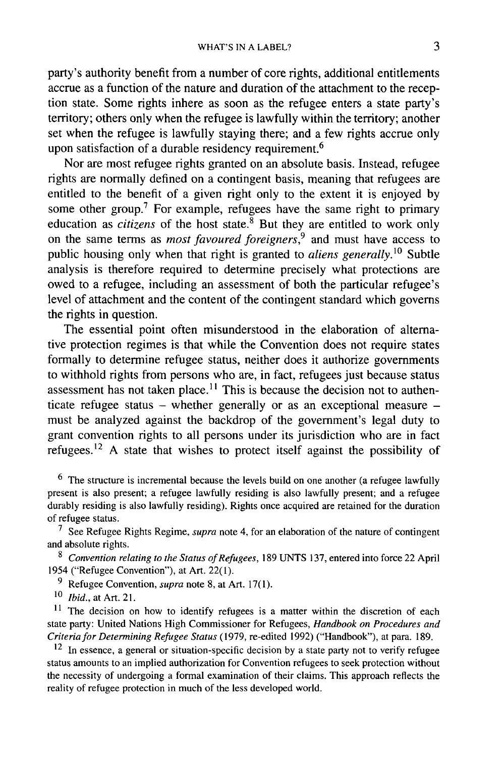party's authority benefit from a number of core rights, additional entitlements accrue as a function of the nature and duration of the attachment to the reception state. Some rights inhere as soon as the refugee enters a state party's territory; others only when the refugee is lawfully within the territory; another set when the refugee is lawfully staying there; and a few rights accrue only upon satisfaction of a durable residency requirement.[6]

Nor are most refugee rights granted on an absolute basis. Instead, refugee rights are normally defined on a contingent basis, meaning that refugees are entitled to the benefit of a given right only to the extent it is enjoyed by some other group.[7] For example, refugees have the same right to primary education as *citizens* of the host state.[8] But they are entitled to work only on the same terms as *most favoured foreigners*,[9] and must have access to public housing only when that right is granted to *aliens generally*.[10] Subtle analysis is therefore required to determine precisely what protections are owed to a refugee, including an assessment of both the particular refugee's level of attachment and the content of the contingent standard which governs the rights in question.

The essential point often misunderstood in the elaboration of alternative protection regimes is that while the Convention does not require states formally to determine refugee status, neither does it authorize governments to withhold rights from persons who are, in fact, refugees just because status assessment has not taken place.[11] This is because the decision not to authenticate refugee status – whether generally or as an exceptional measure – must be analyzed against the backdrop of the government's legal duty to grant convention rights to all persons under its jurisdiction who are in fact refugees.[12] A state that wishes to protect itself against the possibility of

---

[6] The structure is incremental because the levels build on one another (a refugee lawfully present is also present; a refugee lawfully residing is also lawfully present; and a refugee durably residing is also lawfully residing). Rights once acquired are retained for the duration of refugee status.

[7] See Refugee Rights Regime, *supra* note 4, for an elaboration of the nature of contingent and absolute rights.

[8] *Convention relating to the Status of Refugees*, 189 UNTS 137, entered into force 22 April 1954 ("Refugee Convention"), at Art. 22(1).

[9] Refugee Convention, *supra* note 8, at Art. 17(1).

[10] *Ibid.*, at Art. 21.

[11] The decision on how to identify refugees is a matter within the discretion of each state party: United Nations High Commissioner for Refugees, *Handbook on Procedures and Criteria for Determining Refugee Status* (1979, re-edited 1992) ("Handbook"), at para. 189.

[12] In essence, a general or situation-specific decision by a state party not to verify refugee status amounts to an implied authorization for Convention refugees to seek protection without the necessity of undergoing a formal examination of their claims. This approach reflects the reality of refugee protection in much of the less developed world.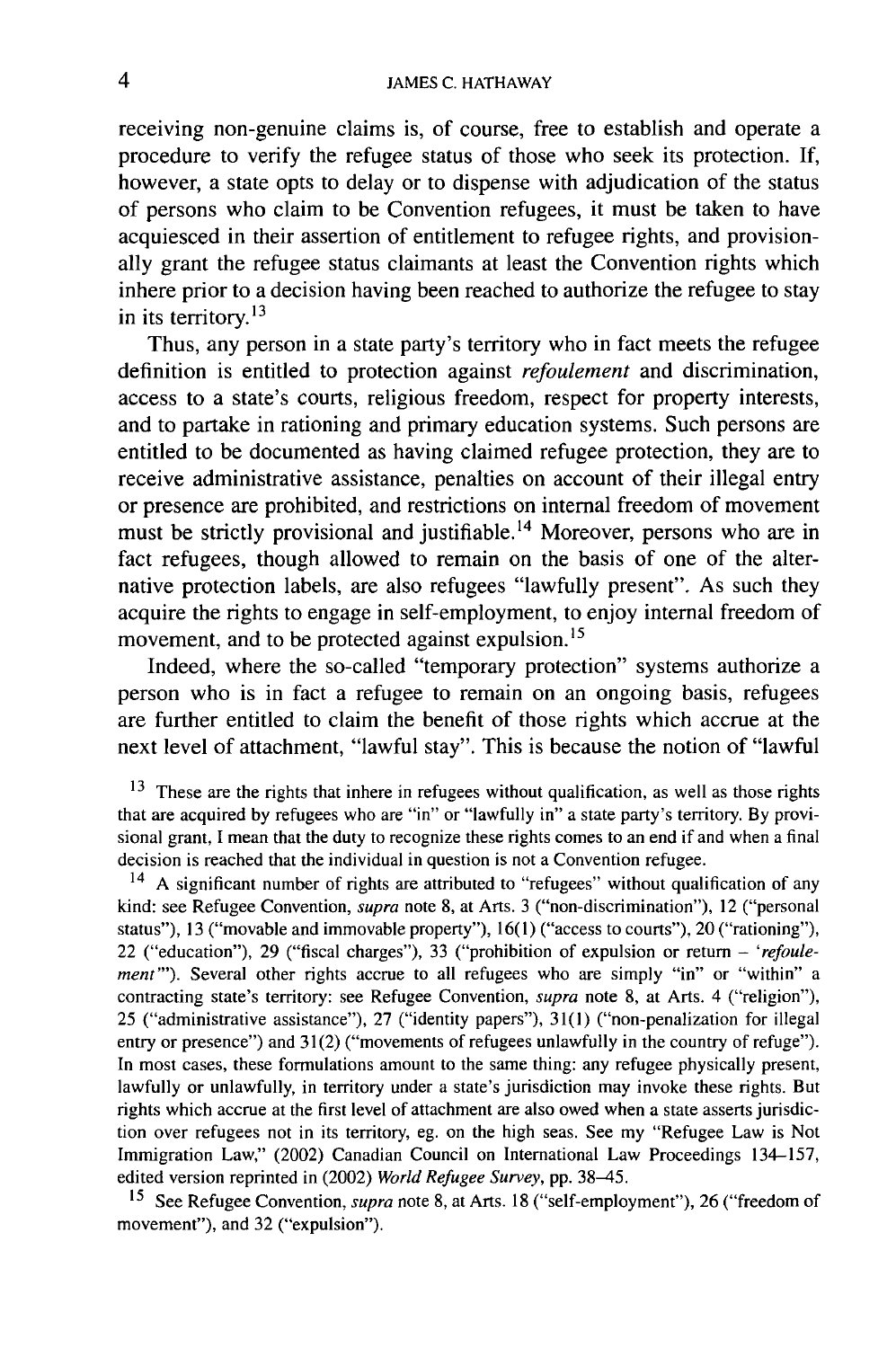receiving non-genuine claims is, of course, free to establish and operate a procedure to verify the refugee status of those who seek its protection. If, however, a state opts to delay or to dispense with adjudication of the status of persons who claim to be Convention refugees, it must be taken to have acquiesced in their assertion of entitlement to refugee rights, and provisionally grant the refugee status claimants at least the Convention rights which inhere prior to a decision having been reached to authorize the refugee to stay in its territory.[13]

Thus, any person in a state party's territory who in fact meets the refugee definition is entitled to protection against *refoulement* and discrimination, access to a state's courts, religious freedom, respect for property interests, and to partake in rationing and primary education systems. Such persons are entitled to be documented as having claimed refugee protection, they are to receive administrative assistance, penalties on account of their illegal entry or presence are prohibited, and restrictions on internal freedom of movement must be strictly provisional and justifiable.[14] Moreover, persons who are in fact refugees, though allowed to remain on the basis of one of the alternative protection labels, are also refugees "lawfully present". As such they acquire the rights to engage in self-employment, to enjoy internal freedom of movement, and to be protected against expulsion.[15]

Indeed, where the so-called "temporary protection" systems authorize a person who is in fact a refugee to remain on an ongoing basis, refugees are further entitled to claim the benefit of those rights which accrue at the next level of attachment, "lawful stay". This is because the notion of "lawful

[13] These are the rights that inhere in refugees without qualification, as well as those rights that are acquired by refugees who are "in" or "lawfully in" a state party's territory. By provisional grant, I mean that the duty to recognize these rights comes to an end if and when a final decision is reached that the individual in question is not a Convention refugee.

[14] A significant number of rights are attributed to "refugees" without qualification of any kind: see Refugee Convention, *supra* note 8, at Arts. 3 ("non-discrimination"), 12 ("personal status"), 13 ("movable and immovable property"), 16(1) ("access to courts"), 20 ("rationing"), 22 ("education"), 29 ("fiscal charges"), 33 ("prohibition of expulsion or return – '*refoulement*'"). Several other rights accrue to all refugees who are simply "in" or "within" a contracting state's territory: see Refugee Convention, *supra* note 8, at Arts. 4 ("religion"), 25 ("administrative assistance"), 27 ("identity papers"), 31(1) ("non-penalization for illegal entry or presence") and 31(2) ("movements of refugees unlawfully in the country of refuge"). In most cases, these formulations amount to the same thing: any refugee physically present, lawfully or unlawfully, in territory under a state's jurisdiction may invoke these rights. But rights which accrue at the first level of attachment are also owed when a state asserts jurisdiction over refugees not in its territory, eg. on the high seas. See my "Refugee Law is Not Immigration Law," (2002) Canadian Council on International Law Proceedings 134–157, edited version reprinted in (2002) *World Refugee Survey*, pp. 38–45.

[15] See Refugee Convention, *supra* note 8, at Arts. 18 ("self-employment"), 26 ("freedom of movement"), and 32 ("expulsion").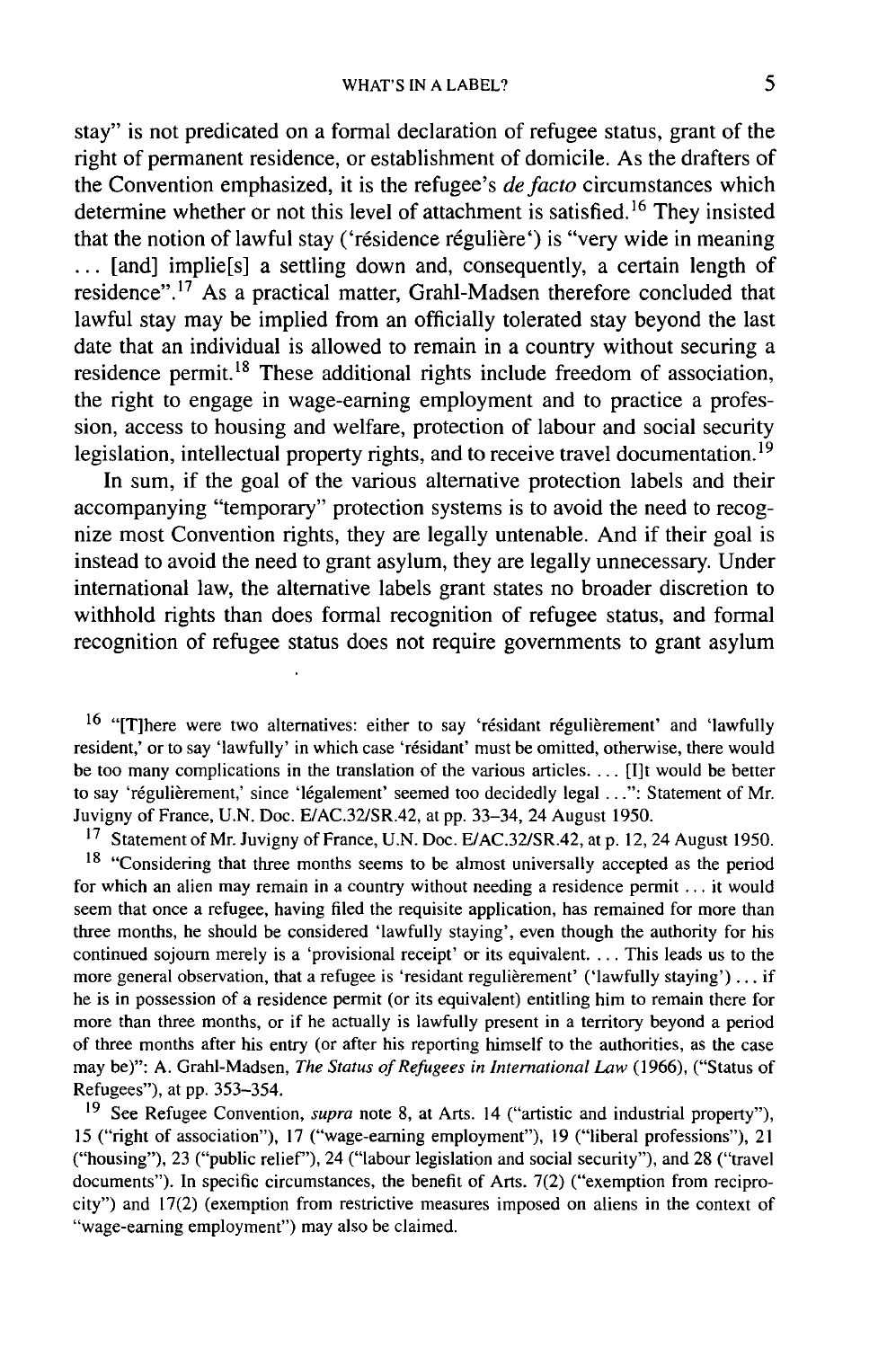stay" is not predicated on a formal declaration of refugee status, grant of the right of permanent residence, or establishment of domicile. As the drafters of the Convention emphasized, it is the refugee's *de facto* circumstances which determine whether or not this level of attachment is satisfied.[16] They insisted that the notion of lawful stay ('résidence régulière') is "very wide in meaning ... [and] implie[s] a settling down and, consequently, a certain length of residence".[17] As a practical matter, Grahl-Madsen therefore concluded that lawful stay may be implied from an officially tolerated stay beyond the last date that an individual is allowed to remain in a country without securing a residence permit.[18] These additional rights include freedom of association, the right to engage in wage-earning employment and to practice a profession, access to housing and welfare, protection of labour and social security legislation, intellectual property rights, and to receive travel documentation.[19]

In sum, if the goal of the various alternative protection labels and their accompanying "temporary" protection systems is to avoid the need to recognize most Convention rights, they are legally untenable. And if their goal is instead to avoid the need to grant asylum, they are legally unnecessary. Under international law, the alternative labels grant states no broader discretion to withhold rights than does formal recognition of refugee status, and formal recognition of refugee status does not require governments to grant asylum

---

[16] "[T]here were two alternatives: either to say 'résidant régulièrement' and 'lawfully resident,' or to say 'lawfully' in which case 'résidant' must be omitted, otherwise, there would be too many complications in the translation of the various articles. ... [I]t would be better to say 'régulièrement,' since 'légalement' seemed too decidedly legal ...": Statement of Mr. Juvigny of France, U.N. Doc. E/AC.32/SR.42, at pp. 33–34, 24 August 1950.

[17] Statement of Mr. Juvigny of France, U.N. Doc. E/AC.32/SR.42, at p. 12, 24 August 1950.

[18] "Considering that three months seems to be almost universally accepted as the period for which an alien may remain in a country without needing a residence permit ... it would seem that once a refugee, having filed the requisite application, has remained for more than three months, he should be considered 'lawfully staying', even though the authority for his continued sojourn merely is a 'provisional receipt' or its equivalent. ... This leads us to the more general observation, that a refugee is 'residant regulièrement' ('lawfully staying') ... if he is in possession of a residence permit (or its equivalent) entitling him to remain there for more than three months, or if he actually is lawfully present in a territory beyond a period of three months after his entry (or after his reporting himself to the authorities, as the case may be)": A. Grahl-Madsen, *The Status of Refugees in International Law* (1966), ("Status of Refugees"), at pp. 353–354.

[19] See Refugee Convention, *supra* note 8, at Arts. 14 ("artistic and industrial property"), 15 ("right of association"), 17 ("wage-earning employment"), 19 ("liberal professions"), 21 ("housing"), 23 ("public relief"), 24 ("labour legislation and social security"), and 28 ("travel documents"). In specific circumstances, the benefit of Arts. 7(2) ("exemption from reciprocity") and 17(2) (exemption from restrictive measures imposed on aliens in the context of "wage-earning employment") may also be claimed.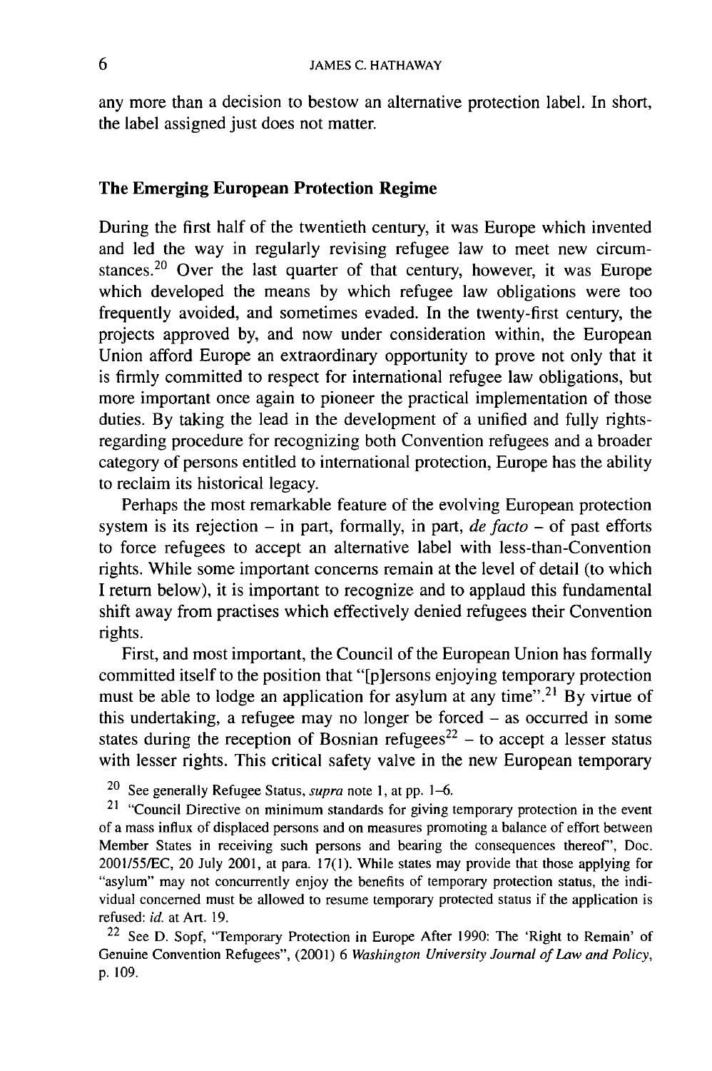any more than a decision to bestow an alternative protection label. In short, the label assigned just does not matter.

## The Emerging European Protection Regime

During the first half of the twentieth century, it was Europe which invented and led the way in regularly revising refugee law to meet new circumstances.[20] Over the last quarter of that century, however, it was Europe which developed the means by which refugee law obligations were too frequently avoided, and sometimes evaded. In the twenty-first century, the projects approved by, and now under consideration within, the European Union afford Europe an extraordinary opportunity to prove not only that it is firmly committed to respect for international refugee law obligations, but more important once again to pioneer the practical implementation of those duties. By taking the lead in the development of a unified and fully rights-regarding procedure for recognizing both Convention refugees and a broader category of persons entitled to international protection, Europe has the ability to reclaim its historical legacy.

Perhaps the most remarkable feature of the evolving European protection system is its rejection – in part, formally, in part, *de facto* – of past efforts to force refugees to accept an alternative label with less-than-Convention rights. While some important concerns remain at the level of detail (to which I return below), it is important to recognize and to applaud this fundamental shift away from practises which effectively denied refugees their Convention rights.

First, and most important, the Council of the European Union has formally committed itself to the position that "[p]ersons enjoying temporary protection must be able to lodge an application for asylum at any time".[21] By virtue of this undertaking, a refugee may no longer be forced – as occurred in some states during the reception of Bosnian refugees[22] – to accept a lesser status with lesser rights. This critical safety valve in the new European temporary

[20] See generally Refugee Status, *supra* note 1, at pp. 1–6.

[21] "Council Directive on minimum standards for giving temporary protection in the event of a mass influx of displaced persons and on measures promoting a balance of effort between Member States in receiving such persons and bearing the consequences thereof", Doc. 2001/55/EC, 20 July 2001, at para. 17(1). While states may provide that those applying for "asylum" may not concurrently enjoy the benefits of temporary protection status, the individual concerned must be allowed to resume temporary protected status if the application is refused: *id.* at Art. 19.

[22] See D. Sopf, "Temporary Protection in Europe After 1990: The 'Right to Remain' of Genuine Convention Refugees", (2001) 6 *Washington University Journal of Law and Policy*, p. 109.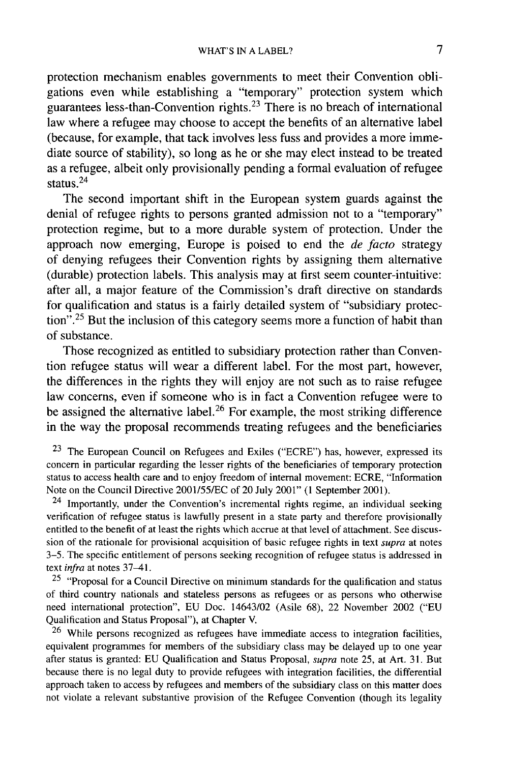protection mechanism enables governments to meet their Convention obligations even while establishing a "temporary" protection system which guarantees less-than-Convention rights.[23] There is no breach of international law where a refugee may choose to accept the benefits of an alternative label (because, for example, that tack involves less fuss and provides a more immediate source of stability), so long as he or she may elect instead to be treated as a refugee, albeit only provisionally pending a formal evaluation of refugee status.[24]

The second important shift in the European system guards against the denial of refugee rights to persons granted admission not to a "temporary" protection regime, but to a more durable system of protection. Under the approach now emerging, Europe is poised to end the *de facto* strategy of denying refugees their Convention rights by assigning them alternative (durable) protection labels. This analysis may at first seem counter-intuitive: after all, a major feature of the Commission's draft directive on standards for qualification and status is a fairly detailed system of "subsidiary protection".[25] But the inclusion of this category seems more a function of habit than of substance.

Those recognized as entitled to subsidiary protection rather than Convention refugee status will wear a different label. For the most part, however, the differences in the rights they will enjoy are not such as to raise refugee law concerns, even if someone who is in fact a Convention refugee were to be assigned the alternative label.[26] For example, the most striking difference in the way the proposal recommends treating refugees and the beneficiaries

[23] The European Council on Refugees and Exiles ("ECRE") has, however, expressed its concern in particular regarding the lesser rights of the beneficiaries of temporary protection status to access health care and to enjoy freedom of internal movement: ECRE, "Information Note on the Council Directive 2001/55/EC of 20 July 2001" (1 September 2001).

[24] Importantly, under the Convention's incremental rights regime, an individual seeking verification of refugee status is lawfully present in a state party and therefore provisionally entitled to the benefit of at least the rights which accrue at that level of attachment. See discussion of the rationale for provisional acquisition of basic refugee rights in text *supra* at notes 3–5. The specific entitlement of persons seeking recognition of refugee status is addressed in text *infra* at notes 37–41.

[25] "Proposal for a Council Directive on minimum standards for the qualification and status of third country nationals and stateless persons as refugees or as persons who otherwise need international protection", EU Doc. 14643/02 (Asile 68), 22 November 2002 ("EU Qualification and Status Proposal"), at Chapter V.

[26] While persons recognized as refugees have immediate access to integration facilities, equivalent programmes for members of the subsidiary class may be delayed up to one year after status is granted: EU Qualification and Status Proposal, *supra* note 25, at Art. 31. But because there is no legal duty to provide refugees with integration facilities, the differential approach taken to access by refugees and members of the subsidiary class on this matter does not violate a relevant substantive provision of the Refugee Convention (though its legality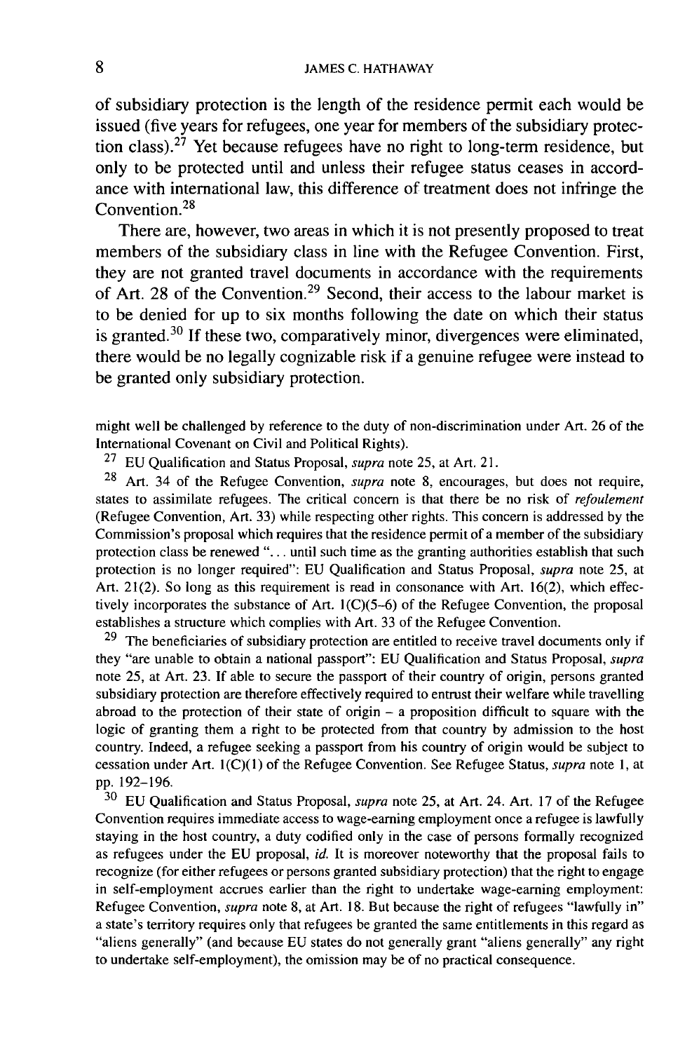of subsidiary protection is the length of the residence permit each would be issued (five years for refugees, one year for members of the subsidiary protection class).[27] Yet because refugees have no right to long-term residence, but only to be protected until and unless their refugee status ceases in accordance with international law, this difference of treatment does not infringe the Convention.[28]

There are, however, two areas in which it is not presently proposed to treat members of the subsidiary class in line with the Refugee Convention. First, they are not granted travel documents in accordance with the requirements of Art. 28 of the Convention.[29] Second, their access to the labour market is to be denied for up to six months following the date on which their status is granted.[30] If these two, comparatively minor, divergences were eliminated, there would be no legally cognizable risk if a genuine refugee were instead to be granted only subsidiary protection.

might well be challenged by reference to the duty of non-discrimination under Art. 26 of the International Covenant on Civil and Political Rights).

[27] EU Qualification and Status Proposal, *supra* note 25, at Art. 21.

[28] Art. 34 of the Refugee Convention, *supra* note 8, encourages, but does not require, states to assimilate refugees. The critical concern is that there be no risk of *refoulement* (Refugee Convention, Art. 33) while respecting other rights. This concern is addressed by the Commission's proposal which requires that the residence permit of a member of the subsidiary protection class be renewed "... until such time as the granting authorities establish that such protection is no longer required": EU Qualification and Status Proposal, *supra* note 25, at Art. 21(2). So long as this requirement is read in consonance with Art. 16(2), which effectively incorporates the substance of Art. 1(C)(5–6) of the Refugee Convention, the proposal establishes a structure which complies with Art. 33 of the Refugee Convention.

[29] The beneficiaries of subsidiary protection are entitled to receive travel documents only if they "are unable to obtain a national passport": EU Qualification and Status Proposal, *supra* note 25, at Art. 23. If able to secure the passport of their country of origin, persons granted subsidiary protection are therefore effectively required to entrust their welfare while travelling abroad to the protection of their state of origin – a proposition difficult to square with the logic of granting them a right to be protected from that country by admission to the host country. Indeed, a refugee seeking a passport from his country of origin would be subject to cessation under Art. 1(C)(1) of the Refugee Convention. See Refugee Status, *supra* note 1, at pp. 192–196.

[30] EU Qualification and Status Proposal, *supra* note 25, at Art. 24. Art. 17 of the Refugee Convention requires immediate access to wage-earning employment once a refugee is lawfully staying in the host country, a duty codified only in the case of persons formally recognized as refugees under the EU proposal, *id.* It is moreover noteworthy that the proposal fails to recognize (for either refugees or persons granted subsidiary protection) that the right to engage in self-employment accrues earlier than the right to undertake wage-earning employment: Refugee Convention, *supra* note 8, at Art. 18. But because the right of refugees "lawfully in" a state's territory requires only that refugees be granted the same entitlements in this regard as "aliens generally" (and because EU states do not generally grant "aliens generally" any right to undertake self-employment), the omission may be of no practical consequence.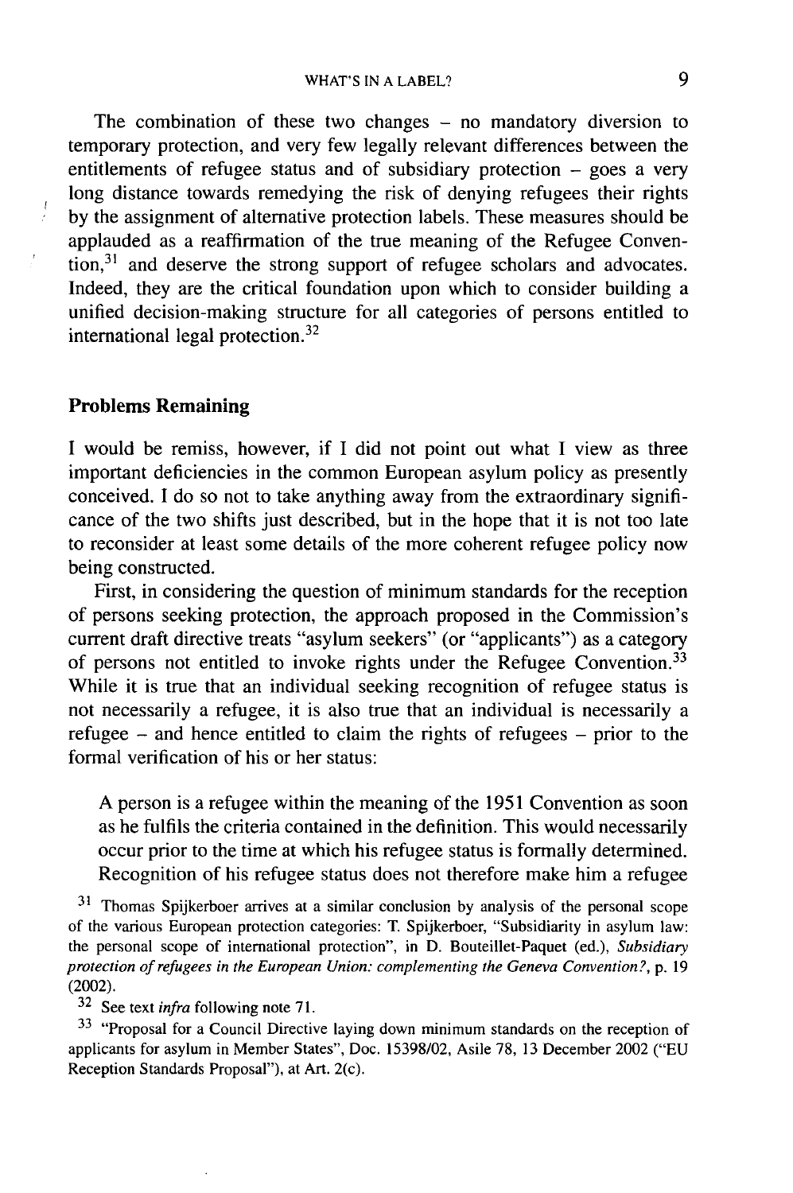The combination of these two changes – no mandatory diversion to temporary protection, and very few legally relevant differences between the entitlements of refugee status and of subsidiary protection – goes a very long distance towards remedying the risk of denying refugees their rights by the assignment of alternative protection labels. These measures should be applauded as a reaffirmation of the true meaning of the Refugee Convention,[31] and deserve the strong support of refugee scholars and advocates. Indeed, they are the critical foundation upon which to consider building a unified decision-making structure for all categories of persons entitled to international legal protection.[32]

## Problems Remaining

I would be remiss, however, if I did not point out what I view as three important deficiencies in the common European asylum policy as presently conceived. I do so not to take anything away from the extraordinary significance of the two shifts just described, but in the hope that it is not too late to reconsider at least some details of the more coherent refugee policy now being constructed.

First, in considering the question of minimum standards for the reception of persons seeking protection, the approach proposed in the Commission's current draft directive treats "asylum seekers" (or "applicants") as a category of persons not entitled to invoke rights under the Refugee Convention.[33] While it is true that an individual seeking recognition of refugee status is not necessarily a refugee, it is also true that an individual is necessarily a refugee – and hence entitled to claim the rights of refugees – prior to the formal verification of his or her status:

> A person is a refugee within the meaning of the 1951 Convention as soon as he fulfils the criteria contained in the definition. This would necessarily occur prior to the time at which his refugee status is formally determined. Recognition of his refugee status does not therefore make him a refugee

[31] Thomas Spijkerboer arrives at a similar conclusion by analysis of the personal scope of the various European protection categories: T. Spijkerboer, "Subsidiarity in asylum law: the personal scope of international protection", in D. Bouteillet-Paquet (ed.), *Subsidiary protection of refugees in the European Union: complementing the Geneva Convention?*, p. 19 (2002).

[32] See text *infra* following note 71.

[33] "Proposal for a Council Directive laying down minimum standards on the reception of applicants for asylum in Member States", Doc. 15398/02, Asile 78, 13 December 2002 ("EU Reception Standards Proposal"), at Art. 2(c).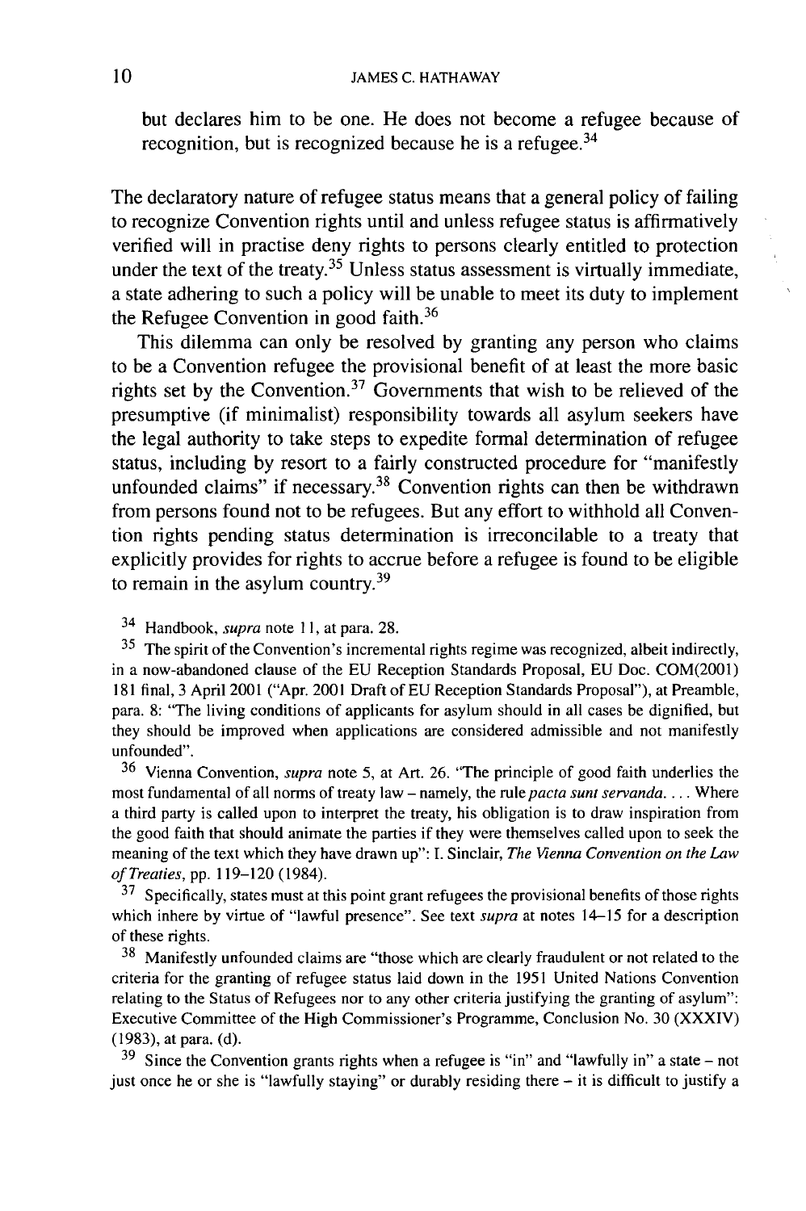but declares him to be one. He does not become a refugee because of recognition, but is recognized because he is a refugee.[34]

The declaratory nature of refugee status means that a general policy of failing to recognize Convention rights until and unless refugee status is affirmatively verified will in practise deny rights to persons clearly entitled to protection under the text of the treaty.[35] Unless status assessment is virtually immediate, a state adhering to such a policy will be unable to meet its duty to implement the Refugee Convention in good faith.[36]

This dilemma can only be resolved by granting any person who claims to be a Convention refugee the provisional benefit of at least the more basic rights set by the Convention.[37] Governments that wish to be relieved of the presumptive (if minimalist) responsibility towards all asylum seekers have the legal authority to take steps to expedite formal determination of refugee status, including by resort to a fairly constructed procedure for "manifestly unfounded claims" if necessary.[38] Convention rights can then be withdrawn from persons found not to be refugees. But any effort to withhold all Convention rights pending status determination is irreconcilable to a treaty that explicitly provides for rights to accrue before a refugee is found to be eligible to remain in the asylum country.[39]

[34] Handbook, *supra* note 11, at para. 28.

[35] The spirit of the Convention's incremental rights regime was recognized, albeit indirectly, in a now-abandoned clause of the EU Reception Standards Proposal, EU Doc. COM(2001) 181 final, 3 April 2001 ("Apr. 2001 Draft of EU Reception Standards Proposal"), at Preamble, para. 8: "The living conditions of applicants for asylum should in all cases be dignified, but they should be improved when applications are considered admissible and not manifestly unfounded".

[36] Vienna Convention, *supra* note 5, at Art. 26. "The principle of good faith underlies the most fundamental of all norms of treaty law – namely, the rule *pacta sunt servanda*. . . . Where a third party is called upon to interpret the treaty, his obligation is to draw inspiration from the good faith that should animate the parties if they were themselves called upon to seek the meaning of the text which they have drawn up": I. Sinclair, *The Vienna Convention on the Law of Treaties*, pp. 119–120 (1984).

[37] Specifically, states must at this point grant refugees the provisional benefits of those rights which inhere by virtue of "lawful presence". See text *supra* at notes 14–15 for a description of these rights.

[38] Manifestly unfounded claims are "those which are clearly fraudulent or not related to the criteria for the granting of refugee status laid down in the 1951 United Nations Convention relating to the Status of Refugees nor to any other criteria justifying the granting of asylum": Executive Committee of the High Commissioner's Programme, Conclusion No. 30 (XXXIV) (1983), at para. (d).

[39] Since the Convention grants rights when a refugee is "in" and "lawfully in" a state – not just once he or she is "lawfully staying" or durably residing there – it is difficult to justify a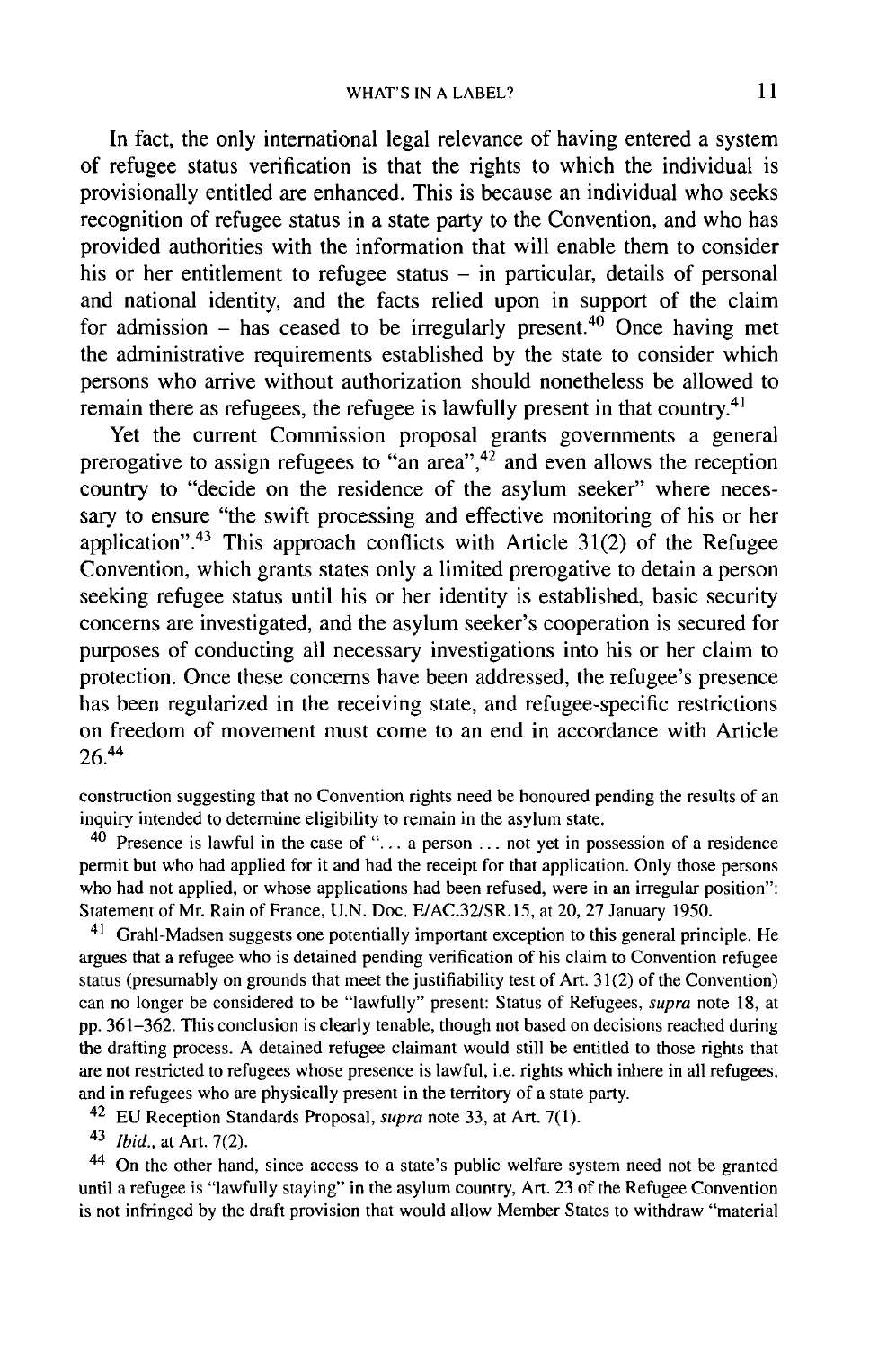In fact, the only international legal relevance of having entered a system of refugee status verification is that the rights to which the individual is provisionally entitled are enhanced. This is because an individual who seeks recognition of refugee status in a state party to the Convention, and who has provided authorities with the information that will enable them to consider his or her entitlement to refugee status – in particular, details of personal and national identity, and the facts relied upon in support of the claim for admission – has ceased to be irregularly present.[40] Once having met the administrative requirements established by the state to consider which persons who arrive without authorization should nonetheless be allowed to remain there as refugees, the refugee is lawfully present in that country.[41]

Yet the current Commission proposal grants governments a general prerogative to assign refugees to "an area",[42] and even allows the reception country to "decide on the residence of the asylum seeker" where necessary to ensure "the swift processing and effective monitoring of his or her application".[43] This approach conflicts with Article 31(2) of the Refugee Convention, which grants states only a limited prerogative to detain a person seeking refugee status until his or her identity is established, basic security concerns are investigated, and the asylum seeker's cooperation is secured for purposes of conducting all necessary investigations into his or her claim to protection. Once these concerns have been addressed, the refugee's presence has been regularized in the receiving state, and refugee-specific restrictions on freedom of movement must come to an end in accordance with Article 26.[44]

construction suggesting that no Convention rights need be honoured pending the results of an inquiry intended to determine eligibility to remain in the asylum state.

[40] Presence is lawful in the case of "... a person ... not yet in possession of a residence permit but who had applied for it and had the receipt for that application. Only those persons who had not applied, or whose applications had been refused, were in an irregular position": Statement of Mr. Rain of France, U.N. Doc. E/AC.32/SR.15, at 20, 27 January 1950.

[41] Grahl-Madsen suggests one potentially important exception to this general principle. He argues that a refugee who is detained pending verification of his claim to Convention refugee status (presumably on grounds that meet the justifiability test of Art. 31(2) of the Convention) can no longer be considered to be "lawfully" present: Status of Refugees, *supra* note 18, at pp. 361–362. This conclusion is clearly tenable, though not based on decisions reached during the drafting process. A detained refugee claimant would still be entitled to those rights that are not restricted to refugees whose presence is lawful, i.e. rights which inhere in all refugees, and in refugees who are physically present in the territory of a state party.

[42] EU Reception Standards Proposal, *supra* note 33, at Art. 7(1).

[43] *Ibid.*, at Art. 7(2).

[44] On the other hand, since access to a state's public welfare system need not be granted until a refugee is "lawfully staying" in the asylum country, Art. 23 of the Refugee Convention is not infringed by the draft provision that would allow Member States to withdraw "material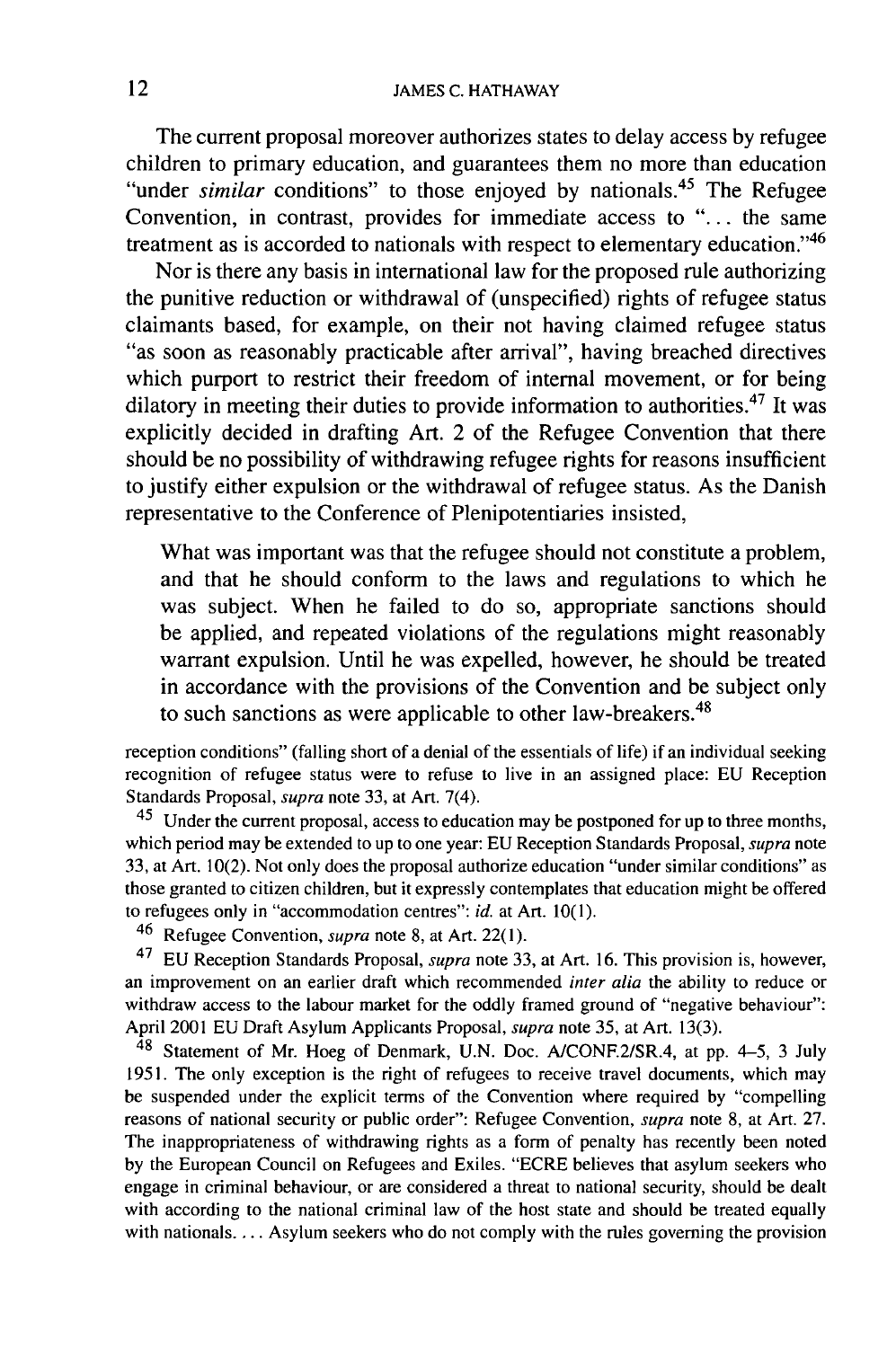The current proposal moreover authorizes states to delay access by refugee children to primary education, and guarantees them no more than education "under *similar* conditions" to those enjoyed by nationals.[45] The Refugee Convention, in contrast, provides for immediate access to "... the same treatment as is accorded to nationals with respect to elementary education."[46]

Nor is there any basis in international law for the proposed rule authorizing the punitive reduction or withdrawal of (unspecified) rights of refugee status claimants based, for example, on their not having claimed refugee status "as soon as reasonably practicable after arrival", having breached directives which purport to restrict their freedom of internal movement, or for being dilatory in meeting their duties to provide information to authorities.[47] It was explicitly decided in drafting Art. 2 of the Refugee Convention that there should be no possibility of withdrawing refugee rights for reasons insufficient to justify either expulsion or the withdrawal of refugee status. As the Danish representative to the Conference of Plenipotentiaries insisted,

> What was important was that the refugee should not constitute a problem, and that he should conform to the laws and regulations to which he was subject. When he failed to do so, appropriate sanctions should be applied, and repeated violations of the regulations might reasonably warrant expulsion. Until he was expelled, however, he should be treated in accordance with the provisions of the Convention and be subject only to such sanctions as were applicable to other law-breakers.[48]

reception conditions" (falling short of a denial of the essentials of life) if an individual seeking recognition of refugee status were to refuse to live in an assigned place: EU Reception Standards Proposal, *supra* note 33, at Art. 7(4).

[45] Under the current proposal, access to education may be postponed for up to three months, which period may be extended to up to one year: EU Reception Standards Proposal, *supra* note 33, at Art. 10(2). Not only does the proposal authorize education "under similar conditions" as those granted to citizen children, but it expressly contemplates that education might be offered to refugees only in "accommodation centres": *id.* at Art. 10(1).

[46] Refugee Convention, *supra* note 8, at Art. 22(1).

[47] EU Reception Standards Proposal, *supra* note 33, at Art. 16. This provision is, however, an improvement on an earlier draft which recommended *inter alia* the ability to reduce or withdraw access to the labour market for the oddly framed ground of "negative behaviour": April 2001 EU Draft Asylum Applicants Proposal, *supra* note 35, at Art. 13(3).

[48] Statement of Mr. Hoeg of Denmark, U.N. Doc. A/CONF.2/SR.4, at pp. 4–5, 3 July 1951. The only exception is the right of refugees to receive travel documents, which may be suspended under the explicit terms of the Convention where required by "compelling reasons of national security or public order": Refugee Convention, *supra* note 8, at Art. 27. The inappropriateness of withdrawing rights as a form of penalty has recently been noted by the European Council on Refugees and Exiles. "ECRE believes that asylum seekers who engage in criminal behaviour, or are considered a threat to national security, should be dealt with according to the national criminal law of the host state and should be treated equally with nationals. ... Asylum seekers who do not comply with the rules governing the provision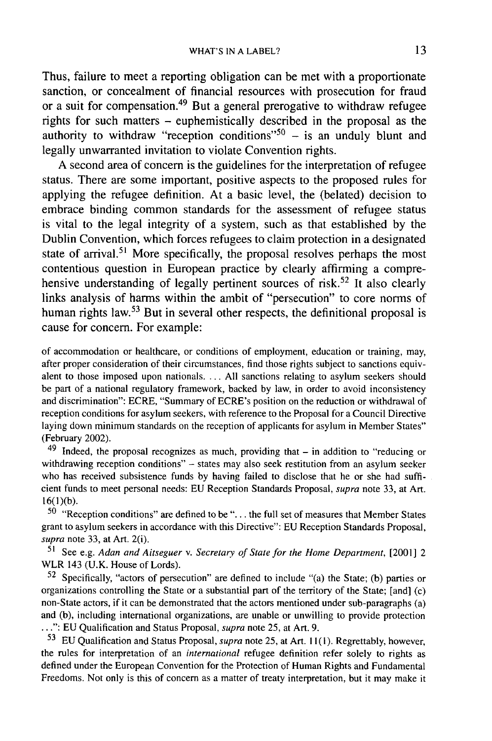Thus, failure to meet a reporting obligation can be met with a proportionate sanction, or concealment of financial resources with prosecution for fraud or a suit for compensation.[49] But a general prerogative to withdraw refugee rights for such matters – euphemistically described in the proposal as the authority to withdraw "reception conditions"[50] – is an unduly blunt and legally unwarranted invitation to violate Convention rights.

A second area of concern is the guidelines for the interpretation of refugee status. There are some important, positive aspects to the proposed rules for applying the refugee definition. At a basic level, the (belated) decision to embrace binding common standards for the assessment of refugee status is vital to the legal integrity of a system, such as that established by the Dublin Convention, which forces refugees to claim protection in a designated state of arrival.[51] More specifically, the proposal resolves perhaps the most contentious question in European practice by clearly affirming a comprehensive understanding of legally pertinent sources of risk.[52] It also clearly links analysis of harms within the ambit of "persecution" to core norms of human rights law.[53] But in several other respects, the definitional proposal is cause for concern. For example:

of accommodation or healthcare, or conditions of employment, education or training, may, after proper consideration of their circumstances, find those rights subject to sanctions equivalent to those imposed upon nationals. ... All sanctions relating to asylum seekers should be part of a national regulatory framework, backed by law, in order to avoid inconsistency and discrimination": ECRE, "Summary of ECRE's position on the reduction or withdrawal of reception conditions for asylum seekers, with reference to the Proposal for a Council Directive laying down minimum standards on the reception of applicants for asylum in Member States" (February 2002).

[49] Indeed, the proposal recognizes as much, providing that – in addition to "reducing or withdrawing reception conditions" – states may also seek restitution from an asylum seeker who has received subsistence funds by having failed to disclose that he or she had sufficient funds to meet personal needs: EU Reception Standards Proposal, *supra* note 33, at Art. 16(1)(b).

[50] "Reception conditions" are defined to be "... the full set of measures that Member States grant to asylum seekers in accordance with this Directive": EU Reception Standards Proposal, *supra* note 33, at Art. 2(i).

[51] See e.g. *Adan and Aitseguer v. Secretary of State for the Home Department*, [2001] 2 WLR 143 (U.K. House of Lords).

[52] Specifically, "actors of persecution" are defined to include "(a) the State; (b) parties or organizations controlling the State or a substantial part of the territory of the State; [and] (c) non-State actors, if it can be demonstrated that the actors mentioned under sub-paragraphs (a) and (b), including international organizations, are unable or unwilling to provide protection ...": EU Qualification and Status Proposal, *supra* note 25, at Art. 9.

[53] EU Qualification and Status Proposal, *supra* note 25, at Art. 11(1). Regrettably, however, the rules for interpretation of an *international* refugee definition refer solely to rights as defined under the European Convention for the Protection of Human Rights and Fundamental Freedoms. Not only is this of concern as a matter of treaty interpretation, but it may make it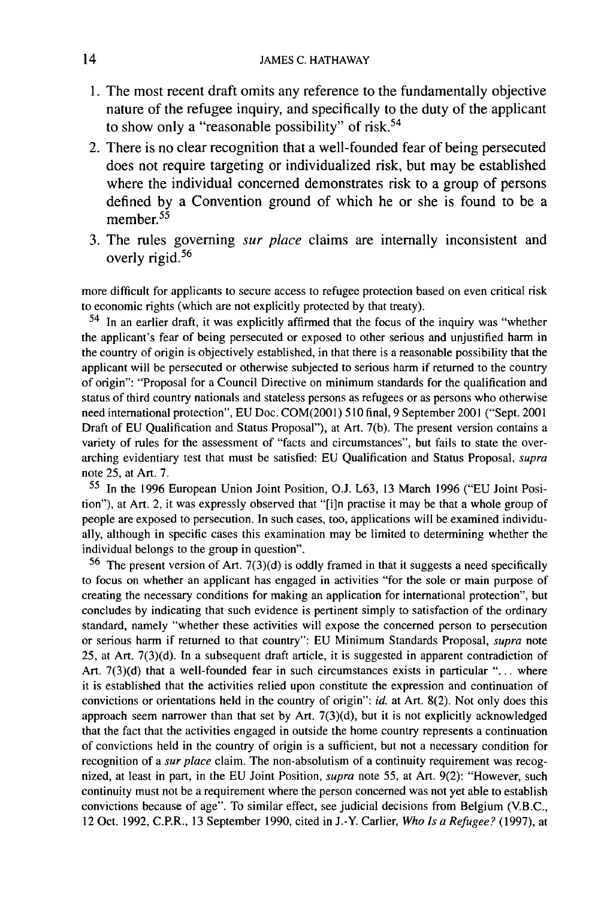1. The most recent draft omits any reference to the fundamentally objective nature of the refugee inquiry, and specifically to the duty of the applicant to show only a "reasonable possibility" of risk.[54]
2. There is no clear recognition that a well-founded fear of being persecuted does not require targeting or individualized risk, but may be established where the individual concerned demonstrates risk to a group of persons defined by a Convention ground of which he or she is found to be a member.[55]
3. The rules governing *sur place* claims are internally inconsistent and overly rigid.[56]

more difficult for applicants to secure access to refugee protection based on even critical risk to economic rights (which are not explicitly protected by that treaty).

[54] In an earlier draft, it was explicitly affirmed that the focus of the inquiry was "whether the applicant's fear of being persecuted or exposed to other serious and unjustified harm in the country of origin is objectively established, in that there is a reasonable possibility that the applicant will be persecuted or otherwise subjected to serious harm if returned to the country of origin": "Proposal for a Council Directive on minimum standards for the qualification and status of third country nationals and stateless persons as refugees or as persons who otherwise need international protection", EU Doc. COM(2001) 510 final, 9 September 2001 ("Sept. 2001 Draft of EU Qualification and Status Proposal"), at Art. 7(b). The present version contains a variety of rules for the assessment of "facts and circumstances", but fails to state the overarching evidentiary test that must be satisfied: EU Qualification and Status Proposal, *supra* note 25, at Art. 7.

[55] In the 1996 European Union Joint Position, O.J. L63, 13 March 1996 ("EU Joint Position"), at Art. 2, it was expressly observed that "[i]n practise it may be that a whole group of people are exposed to persecution. In such cases, too, applications will be examined individually, although in specific cases this examination may be limited to determining whether the individual belongs to the group in question".

[56] The present version of Art. 7(3)(d) is oddly framed in that it suggests a need specifically to focus on whether an applicant has engaged in activities "for the sole or main purpose of creating the necessary conditions for making an application for international protection", but concludes by indicating that such evidence is pertinent simply to satisfaction of the ordinary standard, namely "whether these activities will expose the concerned person to persecution or serious harm if returned to that country": EU Minimum Standards Proposal, *supra* note 25, at Art. 7(3)(d). In a subsequent draft article, it is suggested in apparent contradiction of Art. 7(3)(d) that a well-founded fear in such circumstances exists in particular "... where it is established that the activities relied upon constitute the expression and continuation of convictions or orientations held in the country of origin": *id.* at Art. 8(2). Not only does this approach seem narrower than that set by Art. 7(3)(d), but it is not explicitly acknowledged that the fact that the activities engaged in outside the home country represents a continuation of convictions held in the country of origin is a sufficient, but not a necessary condition for recognition of a *sur place* claim. The non-absolutism of a continuity requirement was recognized, at least in part, in the EU Joint Position, *supra* note 55, at Art. 9(2): "However, such continuity must not be a requirement where the person concerned was not yet able to establish convictions because of age". To similar effect, see judicial decisions from Belgium (V.B.C., 12 Oct. 1992, C.P.R., 13 September 1990, cited in J.-Y. Carlier, *Who Is a Refugee?* (1997), at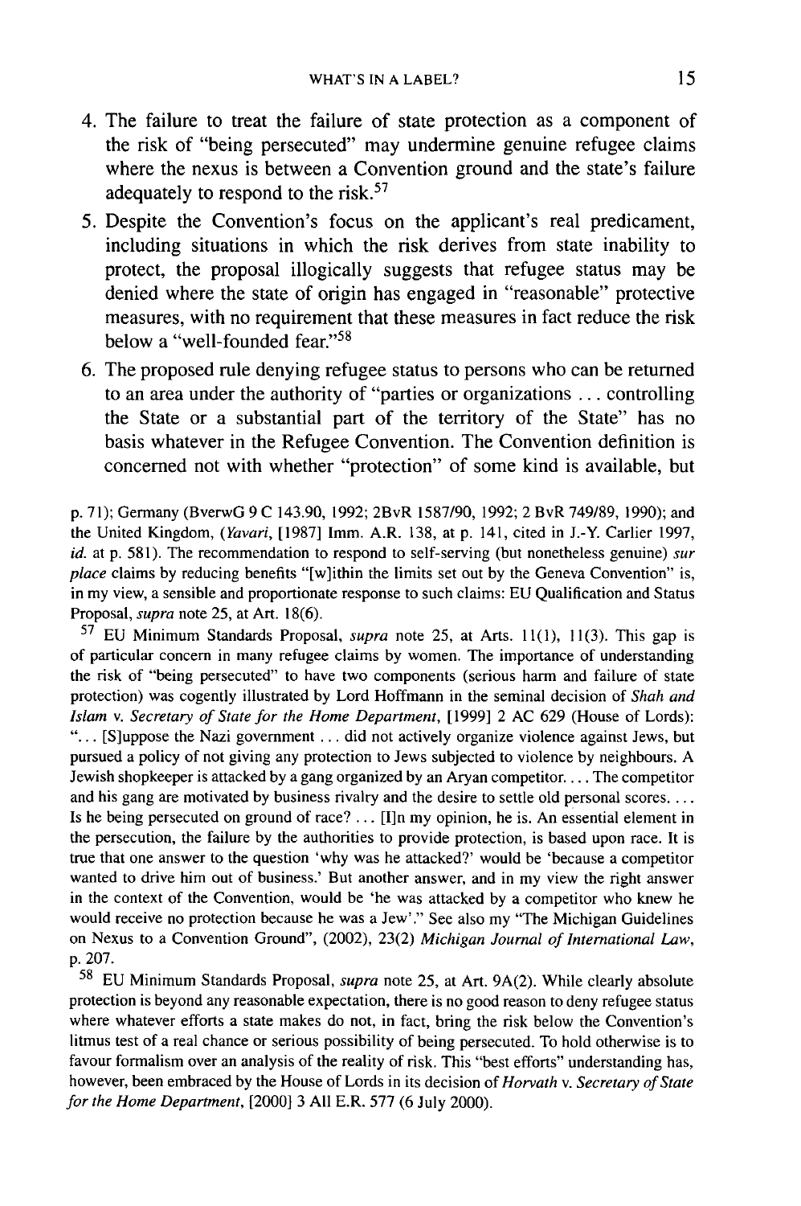4. The failure to treat the failure of state protection as a component of the risk of "being persecuted" may undermine genuine refugee claims where the nexus is between a Convention ground and the state's failure adequately to respond to the risk.[57]
5. Despite the Convention's focus on the applicant's real predicament, including situations in which the risk derives from state inability to protect, the proposal illogically suggests that refugee status may be denied where the state of origin has engaged in "reasonable" protective measures, with no requirement that these measures in fact reduce the risk below a "well-founded fear."[58]
6. The proposed rule denying refugee status to persons who can be returned to an area under the authority of "parties or organizations ... controlling the State or a substantial part of the territory of the State" has no basis whatever in the Refugee Convention. The Convention definition is concerned not with whether "protection" of some kind is available, but

p. 71); Germany (BverwG 9 C 143.90, 1992; 2BvR 1587/90, 1992; 2 BvR 749/89, 1990); and the United Kingdom, (*Yavari*, [1987] Imm. A.R. 138, at p. 141, cited in J.-Y. Carlier 1997, *id.* at p. 581). The recommendation to respond to self-serving (but nonetheless genuine) *sur place* claims by reducing benefits "[w]ithin the limits set out by the Geneva Convention" is, in my view, a sensible and proportionate response to such claims: EU Qualification and Status Proposal, *supra* note 25, at Art. 18(6).

[57] EU Minimum Standards Proposal, *supra* note 25, at Arts. 11(1), 11(3). This gap is of particular concern in many refugee claims by women. The importance of understanding the risk of "being persecuted" to have two components (serious harm and failure of state protection) was cogently illustrated by Lord Hoffmann in the seminal decision of *Shah and Islam* v. *Secretary of State for the Home Department*, [1999] 2 AC 629 (House of Lords): "... [S]uppose the Nazi government ... did not actively organize violence against Jews, but pursued a policy of not giving any protection to Jews subjected to violence by neighbours. A Jewish shopkeeper is attacked by a gang organized by an Aryan competitor.... The competitor and his gang are motivated by business rivalry and the desire to settle old personal scores.... Is he being persecuted on ground of race? ... [I]n my opinion, he is. An essential element in the persecution, the failure by the authorities to provide protection, is based upon race. It is true that one answer to the question 'why was he attacked?' would be 'because a competitor wanted to drive him out of business.' But another answer, and in my view the right answer in the context of the Convention, would be 'he was attacked by a competitor who knew he would receive no protection because he was a Jew'." See also my "The Michigan Guidelines on Nexus to a Convention Ground", (2002), 23(2) *Michigan Journal of International Law*, p. 207.

[58] EU Minimum Standards Proposal, *supra* note 25, at Art. 9A(2). While clearly absolute protection is beyond any reasonable expectation, there is no good reason to deny refugee status where whatever efforts a state makes do not, in fact, bring the risk below the Convention's litmus test of a real chance or serious possibility of being persecuted. To hold otherwise is to favour formalism over an analysis of the reality of risk. This "best efforts" understanding has, however, been embraced by the House of Lords in its decision of *Horvath* v. *Secretary of State for the Home Department*, [2000] 3 All E.R. 577 (6 July 2000).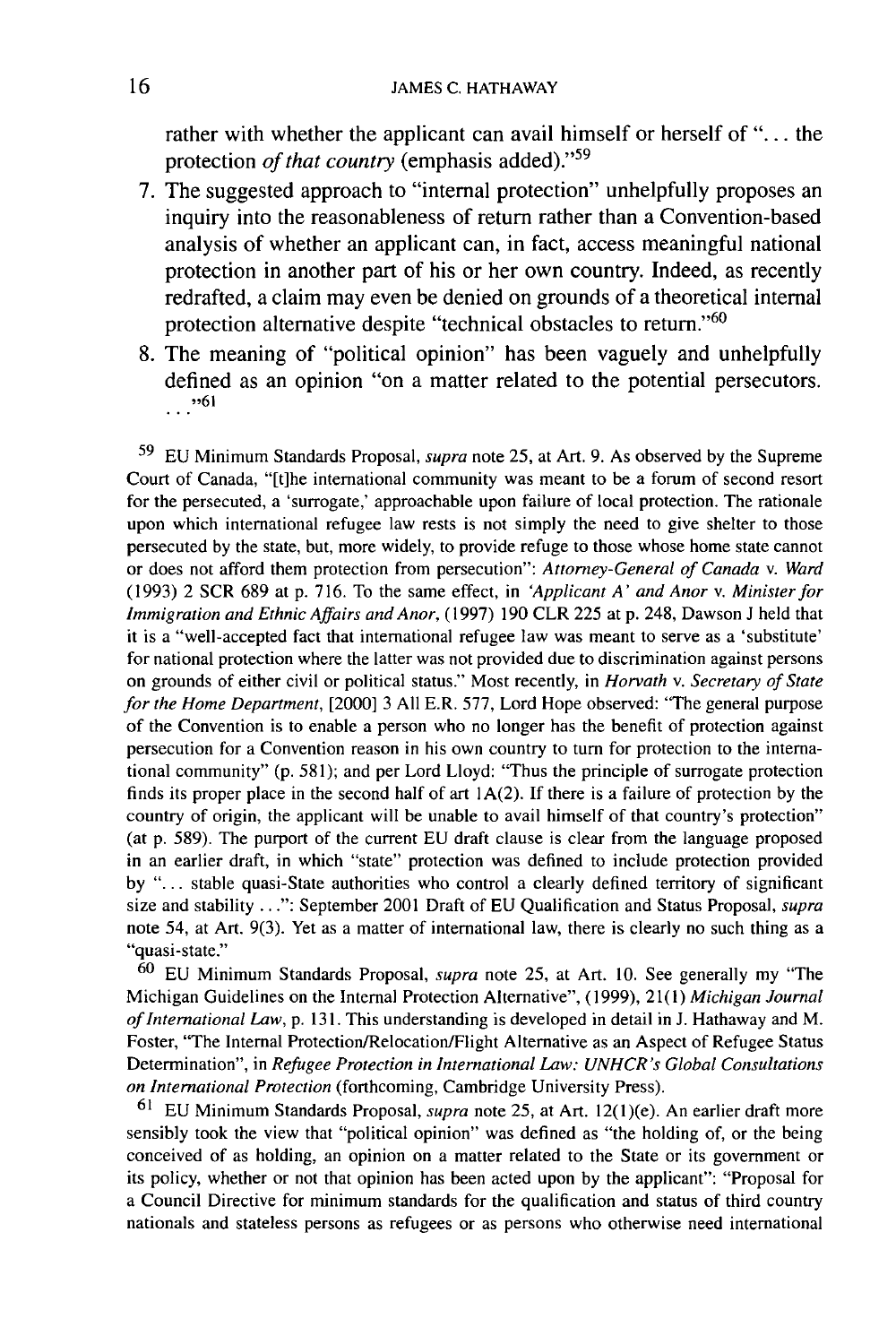rather with whether the applicant can avail himself or herself of "... the protection *of that country* (emphasis added)."[59]

7. The suggested approach to "internal protection" unhelpfully proposes an inquiry into the reasonableness of return rather than a Convention-based analysis of whether an applicant can, in fact, access meaningful national protection in another part of his or her own country. Indeed, as recently redrafted, a claim may even be denied on grounds of a theoretical internal protection alternative despite "technical obstacles to return."[60]
8. The meaning of "political opinion" has been vaguely and unhelpfully defined as an opinion "on a matter related to the potential persecutors. . . ."[61]

[59] EU Minimum Standards Proposal, *supra* note 25, at Art. 9. As observed by the Supreme Court of Canada, "[t]he international community was meant to be a forum of second resort for the persecuted, a 'surrogate,' approachable upon failure of local protection. The rationale upon which international refugee law rests is not simply the need to give shelter to those persecuted by the state, but, more widely, to provide refuge to those whose home state cannot or does not afford them protection from persecution": *Attorney-General of Canada* v. *Ward* (1993) 2 SCR 689 at p. 716. To the same effect, in *'Applicant A' and Anor* v. *Minister for Immigration and Ethnic Affairs and Anor*, (1997) 190 CLR 225 at p. 248, Dawson J held that it is a "well-accepted fact that international refugee law was meant to serve as a 'substitute' for national protection where the latter was not provided due to discrimination against persons on grounds of either civil or political status." Most recently, in *Horvath* v. *Secretary of State for the Home Department*, [2000] 3 All E.R. 577, Lord Hope observed: "The general purpose of the Convention is to enable a person who no longer has the benefit of protection against persecution for a Convention reason in his own country to turn for protection to the international community" (p. 581); and per Lord Lloyd: "Thus the principle of surrogate protection finds its proper place in the second half of art 1A(2). If there is a failure of protection by the country of origin, the applicant will be unable to avail himself of that country's protection" (at p. 589). The purport of the current EU draft clause is clear from the language proposed in an earlier draft, in which "state" protection was defined to include protection provided by "... stable quasi-State authorities who control a clearly defined territory of significant size and stability ...": September 2001 Draft of EU Qualification and Status Proposal, *supra* note 54, at Art. 9(3). Yet as a matter of international law, there is clearly no such thing as a "quasi-state."

[60] EU Minimum Standards Proposal, *supra* note 25, at Art. 10. See generally my "The Michigan Guidelines on the Internal Protection Alternative", (1999), 21(1) *Michigan Journal of International Law*, p. 131. This understanding is developed in detail in J. Hathaway and M. Foster, "The Internal Protection/Relocation/Flight Alternative as an Aspect of Refugee Status Determination", in *Refugee Protection in International Law: UNHCR's Global Consultations on International Protection* (forthcoming, Cambridge University Press).

[61] EU Minimum Standards Proposal, *supra* note 25, at Art. 12(1)(e). An earlier draft more sensibly took the view that "political opinion" was defined as "the holding of, or the being conceived of as holding, an opinion on a matter related to the State or its government or its policy, whether or not that opinion has been acted upon by the applicant": "Proposal for a Council Directive for minimum standards for the qualification and status of third country nationals and stateless persons as refugees or as persons who otherwise need international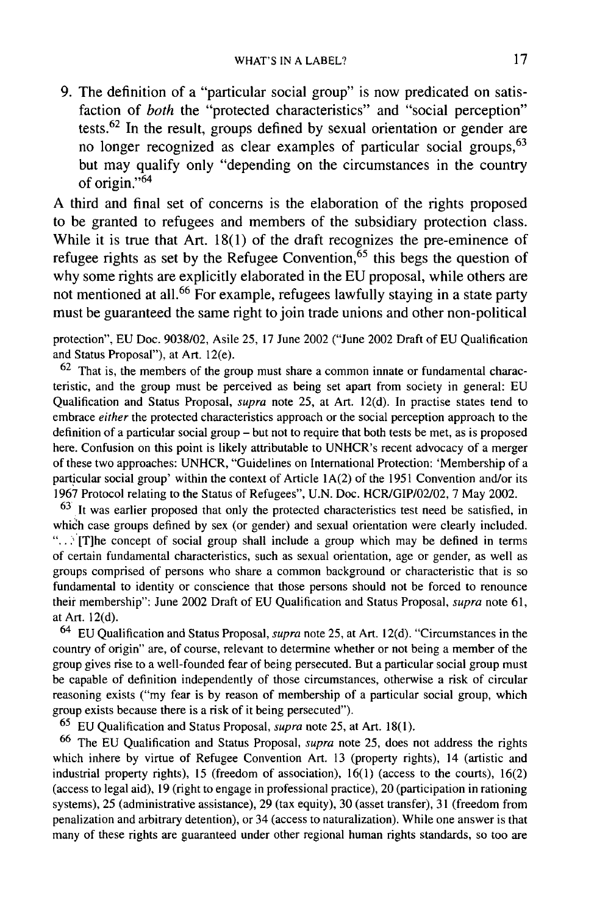9. The definition of a "particular social group" is now predicated on satisfaction of *both* the "protected characteristics" and "social perception" tests.[62] In the result, groups defined by sexual orientation or gender are no longer recognized as clear examples of particular social groups,[63] but may qualify only "depending on the circumstances in the country of origin."[64]

A third and final set of concerns is the elaboration of the rights proposed to be granted to refugees and members of the subsidiary protection class. While it is true that Art. 18(1) of the draft recognizes the pre-eminence of refugee rights as set by the Refugee Convention,[65] this begs the question of why some rights are explicitly elaborated in the EU proposal, while others are not mentioned at all.[66] For example, refugees lawfully staying in a state party must be guaranteed the same right to join trade unions and other non-political

protection", EU Doc. 9038/02, Asile 25, 17 June 2002 ("June 2002 Draft of EU Qualification and Status Proposal"), at Art. 12(e).

[62] That is, the members of the group must share a common innate or fundamental characteristic, and the group must be perceived as being set apart from society in general: EU Qualification and Status Proposal, *supra* note 25, at Art. 12(d). In practise states tend to embrace *either* the protected characteristics approach or the social perception approach to the definition of a particular social group – but not to require that both tests be met, as is proposed here. Confusion on this point is likely attributable to UNHCR's recent advocacy of a merger of these two approaches: UNHCR, "Guidelines on International Protection: 'Membership of a particular social group' within the context of Article 1A(2) of the 1951 Convention and/or its 1967 Protocol relating to the Status of Refugees", U.N. Doc. HCR/GIP/02/02, 7 May 2002.

[63] It was earlier proposed that only the protected characteristics test need be satisfied, in which case groups defined by sex (or gender) and sexual orientation were clearly included. "... [T]he concept of social group shall include a group which may be defined in terms of certain fundamental characteristics, such as sexual orientation, age or gender, as well as groups comprised of persons who share a common background or characteristic that is so fundamental to identity or conscience that those persons should not be forced to renounce their membership": June 2002 Draft of EU Qualification and Status Proposal, *supra* note 61, at Art. 12(d).

[64] EU Qualification and Status Proposal, *supra* note 25, at Art. 12(d). "Circumstances in the country of origin" are, of course, relevant to determine whether or not being a member of the group gives rise to a well-founded fear of being persecuted. But a particular social group must be capable of definition independently of those circumstances, otherwise a risk of circular reasoning exists ("my fear is by reason of membership of a particular social group, which group exists because there is a risk of it being persecuted").

[65] EU Qualification and Status Proposal, *supra* note 25, at Art. 18(1).

[66] The EU Qualification and Status Proposal, *supra* note 25, does not address the rights which inhere by virtue of Refugee Convention Art. 13 (property rights), 14 (artistic and industrial property rights), 15 (freedom of association), 16(1) (access to the courts), 16(2) (access to legal aid), 19 (right to engage in professional practice), 20 (participation in rationing systems), 25 (administrative assistance), 29 (tax equity), 30 (asset transfer), 31 (freedom from penalization and arbitrary detention), or 34 (access to naturalization). While one answer is that many of these rights are guaranteed under other regional human rights standards, so too are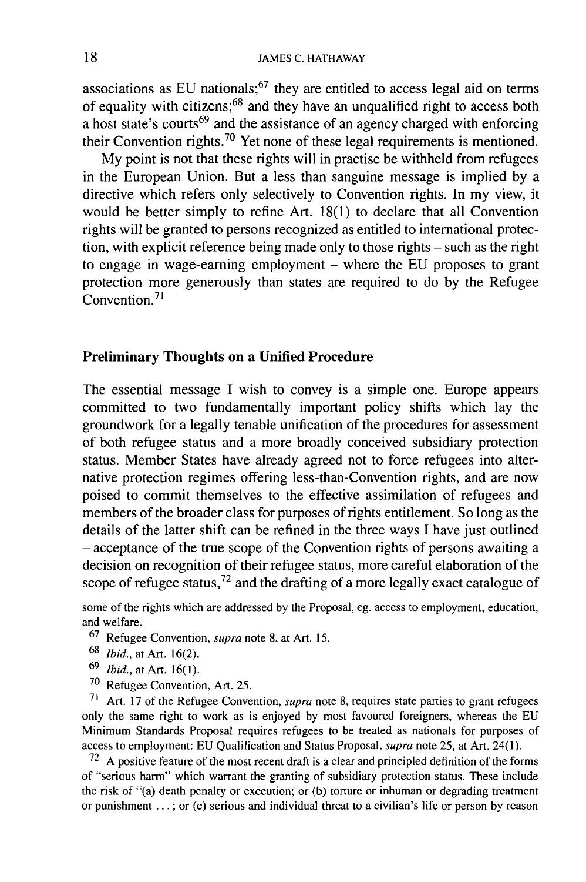associations as EU nationals;[67] they are entitled to access legal aid on terms of equality with citizens;[68] and they have an unqualified right to access both a host state's courts[69] and the assistance of an agency charged with enforcing their Convention rights.[70] Yet none of these legal requirements is mentioned.

My point is not that these rights will in practise be withheld from refugees in the European Union. But a less than sanguine message is implied by a directive which refers only selectively to Convention rights. In my view, it would be better simply to refine Art. 18(1) to declare that all Convention rights will be granted to persons recognized as entitled to international protection, with explicit reference being made only to those rights – such as the right to engage in wage-earning employment – where the EU proposes to grant protection more generously than states are required to do by the Refugee Convention.[71]

## Preliminary Thoughts on a Unified Procedure

The essential message I wish to convey is a simple one. Europe appears committed to two fundamentally important policy shifts which lay the groundwork for a legally tenable unification of the procedures for assessment of both refugee status and a more broadly conceived subsidiary protection status. Member States have already agreed not to force refugees into alternative protection regimes offering less-than-Convention rights, and are now poised to commit themselves to the effective assimilation of refugees and members of the broader class for purposes of rights entitlement. So long as the details of the latter shift can be refined in the three ways I have just outlined – acceptance of the true scope of the Convention rights of persons awaiting a decision on recognition of their refugee status, more careful elaboration of the scope of refugee status,[72] and the drafting of a more legally exact catalogue of

some of the rights which are addressed by the Proposal, eg. access to employment, education, and welfare.

[67] Refugee Convention, *supra* note 8, at Art. 15.

[68] *Ibid.*, at Art. 16(2).

[69] *Ibid.*, at Art. 16(1).

[70] Refugee Convention, Art. 25.

[71] Art. 17 of the Refugee Convention, *supra* note 8, requires state parties to grant refugees only the same right to work as is enjoyed by most favoured foreigners, whereas the EU Minimum Standards Proposal requires refugees to be treated as nationals for purposes of access to employment: EU Qualification and Status Proposal, *supra* note 25, at Art. 24(1).

[72] A positive feature of the most recent draft is a clear and principled definition of the forms of "serious harm" which warrant the granting of subsidiary protection status. These include the risk of "(a) death penalty or execution; or (b) torture or inhuman or degrading treatment or punishment . . . ; or (c) serious and individual threat to a civilian's life or person by reason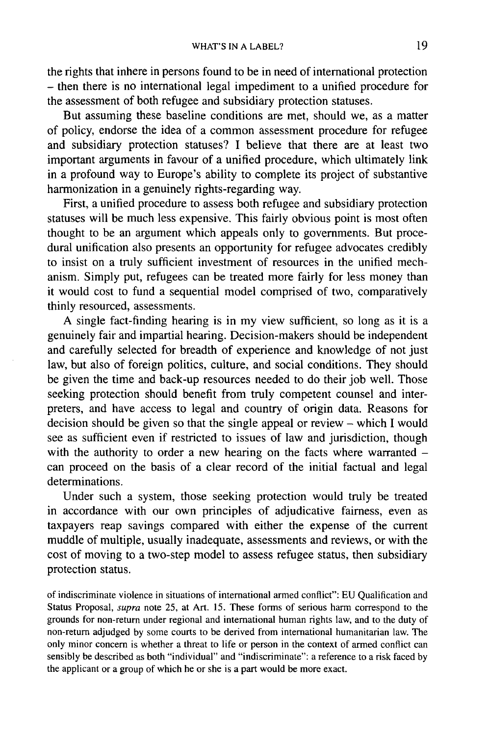the rights that inhere in persons found to be in need of international protection – then there is no international legal impediment to a unified procedure for the assessment of both refugee and subsidiary protection statuses.

But assuming these baseline conditions are met, should we, as a matter of policy, endorse the idea of a common assessment procedure for refugee and subsidiary protection statuses? I believe that there are at least two important arguments in favour of a unified procedure, which ultimately link in a profound way to Europe's ability to complete its project of substantive harmonization in a genuinely rights-regarding way.

First, a unified procedure to assess both refugee and subsidiary protection statuses will be much less expensive. This fairly obvious point is most often thought to be an argument which appeals only to governments. But procedural unification also presents an opportunity for refugee advocates credibly to insist on a truly sufficient investment of resources in the unified mechanism. Simply put, refugees can be treated more fairly for less money than it would cost to fund a sequential model comprised of two, comparatively thinly resourced, assessments.

A single fact-finding hearing is in my view sufficient, so long as it is a genuinely fair and impartial hearing. Decision-makers should be independent and carefully selected for breadth of experience and knowledge of not just law, but also of foreign politics, culture, and social conditions. They should be given the time and back-up resources needed to do their job well. Those seeking protection should benefit from truly competent counsel and interpreters, and have access to legal and country of origin data. Reasons for decision should be given so that the single appeal or review – which I would see as sufficient even if restricted to issues of law and jurisdiction, though with the authority to order a new hearing on the facts where warranted – can proceed on the basis of a clear record of the initial factual and legal determinations.

Under such a system, those seeking protection would truly be treated in accordance with our own principles of adjudicative fairness, even as taxpayers reap savings compared with either the expense of the current muddle of multiple, usually inadequate, assessments and reviews, or with the cost of moving to a two-step model to assess refugee status, then subsidiary protection status.

of indiscriminate violence in situations of international armed conflict": EU Qualification and Status Proposal, *supra* note 25, at Art. 15. These forms of serious harm correspond to the grounds for non-return under regional and international human rights law, and to the duty of non-return adjudged by some courts to be derived from international humanitarian law. The only minor concern is whether a threat to life or person in the context of armed conflict can sensibly be described as both "individual" and "indiscriminate": a reference to a risk faced by the applicant or a group of which he or she is a part would be more exact.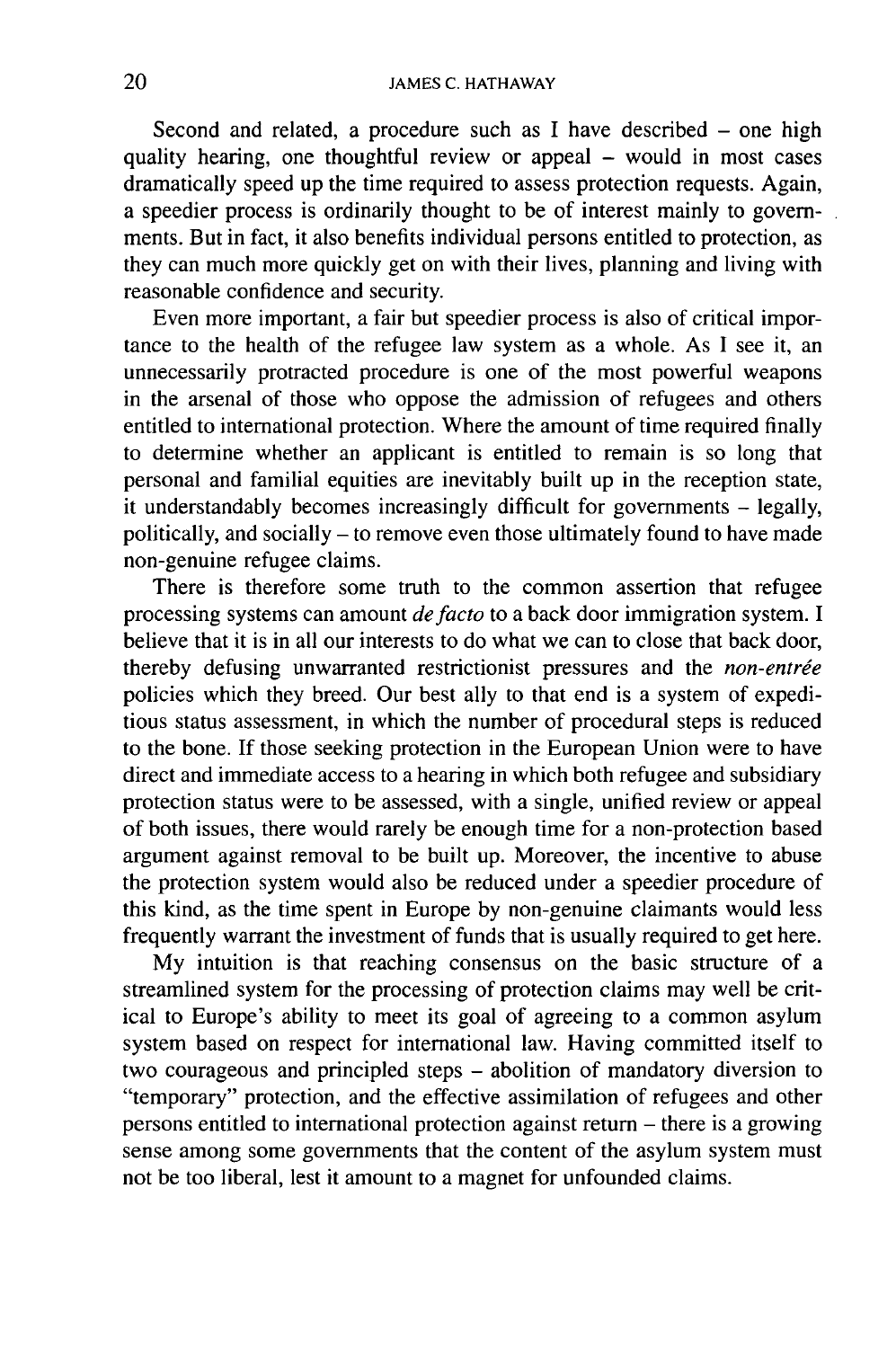Second and related, a procedure such as I have described – one high quality hearing, one thoughtful review or appeal – would in most cases dramatically speed up the time required to assess protection requests. Again, a speedier process is ordinarily thought to be of interest mainly to governments. But in fact, it also benefits individual persons entitled to protection, as they can much more quickly get on with their lives, planning and living with reasonable confidence and security.

Even more important, a fair but speedier process is also of critical importance to the health of the refugee law system as a whole. As I see it, an unnecessarily protracted procedure is one of the most powerful weapons in the arsenal of those who oppose the admission of refugees and others entitled to international protection. Where the amount of time required finally to determine whether an applicant is entitled to remain is so long that personal and familial equities are inevitably built up in the reception state, it understandably becomes increasingly difficult for governments – legally, politically, and socially – to remove even those ultimately found to have made non-genuine refugee claims.

There is therefore some truth to the common assertion that refugee processing systems can amount *de facto* to a back door immigration system. I believe that it is in all our interests to do what we can to close that back door, thereby defusing unwarranted restrictionist pressures and the *non-entrée* policies which they breed. Our best ally to that end is a system of expeditious status assessment, in which the number of procedural steps is reduced to the bone. If those seeking protection in the European Union were to have direct and immediate access to a hearing in which both refugee and subsidiary protection status were to be assessed, with a single, unified review or appeal of both issues, there would rarely be enough time for a non-protection based argument against removal to be built up. Moreover, the incentive to abuse the protection system would also be reduced under a speedier procedure of this kind, as the time spent in Europe by non-genuine claimants would less frequently warrant the investment of funds that is usually required to get here.

My intuition is that reaching consensus on the basic structure of a streamlined system for the processing of protection claims may well be critical to Europe's ability to meet its goal of agreeing to a common asylum system based on respect for international law. Having committed itself to two courageous and principled steps – abolition of mandatory diversion to "temporary" protection, and the effective assimilation of refugees and other persons entitled to international protection against return – there is a growing sense among some governments that the content of the asylum system must not be too liberal, lest it amount to a magnet for unfounded claims.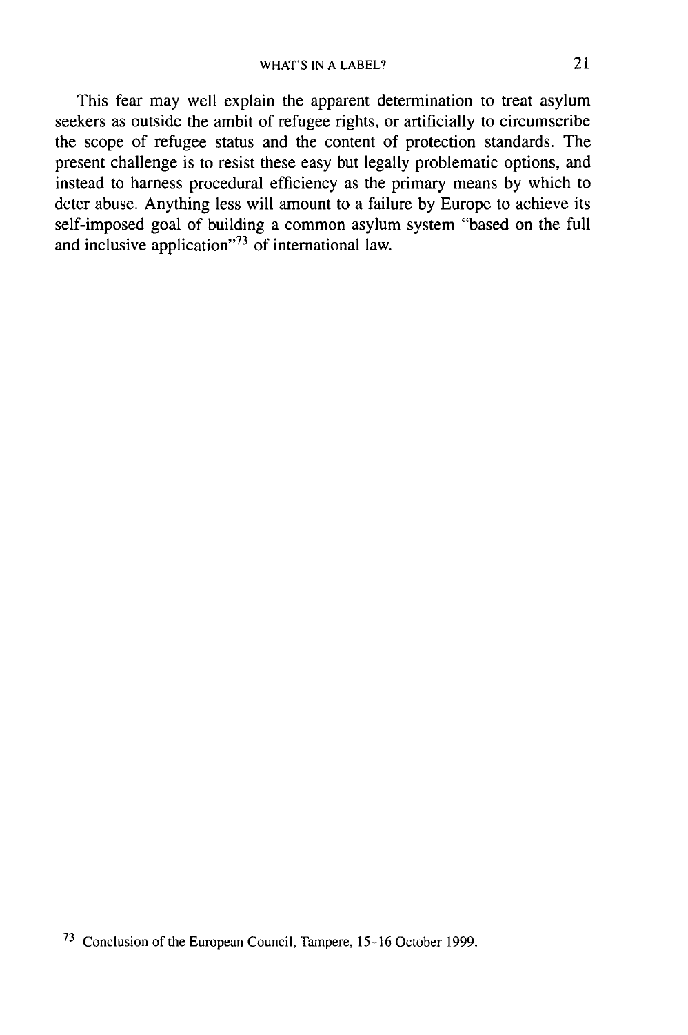This fear may well explain the apparent determination to treat asylum seekers as outside the ambit of refugee rights, or artificially to circumscribe the scope of refugee status and the content of protection standards. The present challenge is to resist these easy but legally problematic options, and instead to harness procedural efficiency as the primary means by which to deter abuse. Anything less will amount to a failure by Europe to achieve its self-imposed goal of building a common asylum system "based on the full and inclusive application"[73] of international law.

[73] Conclusion of the European Council, Tampere, 15–16 October 1999.